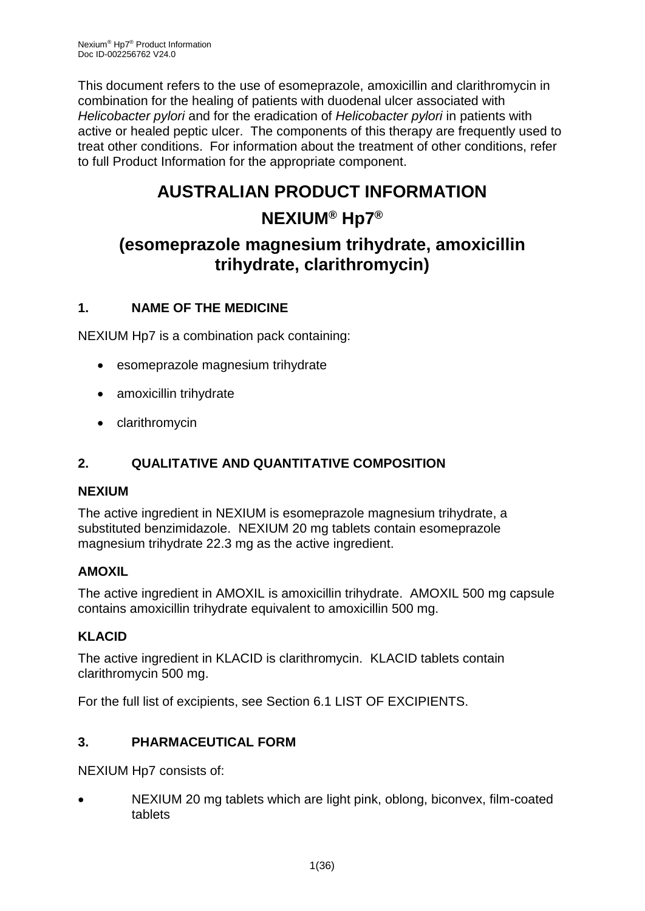This document refers to the use of esomeprazole, amoxicillin and clarithromycin in combination for the healing of patients with duodenal ulcer associated with *Helicobacter pylori* and for the eradication of *Helicobacter pylori* in patients with active or healed peptic ulcer. The components of this therapy are frequently used to treat other conditions. For information about the treatment of other conditions, refer to full Product Information for the appropriate component.

# AUSTRALIAN PRODUCT INFORMATION

# NEXIUM® Hp7®

# (esomeprazole magnesium trihydrate, amoxicillin trihydrate, clarithromycin)

## 1. NAME OF THE MEDICINE

NEXIUM Hp7 is a combination pack containing:

- esomeprazole magnesium trihydrate
- amoxicillin trihydrate
- clarithromycin

## 2. QUALITATIVE AND QUANTITATIVE COMPOSITION

### NEXIUM

The active ingredient in NEXIUM is esomeprazole magnesium trihydrate, a substituted benzimidazole. NEXIUM 20 mg tablets contain esomeprazole magnesium trihydrate 22.3 mg as the active ingredient.

### AMOXIL

The active ingredient in AMOXIL is amoxicillin trihydrate. AMOXIL 500 mg capsule contains amoxicillin trihydrate equivalent to amoxicillin 500 mg.

### KLACID

The active ingredient in KLACID is clarithromycin. KLACID tablets contain clarithromycin 500 mg.

For the full list of excipients, see Section 6.1 LIST OF EXCIPIENTS.

## 3. PHARMACEUTICAL FORM

NEXIUM Hp7 consists of:

- NEXIUM 20 mg tablets which are light pink, oblong, biconvex, film-coated tablets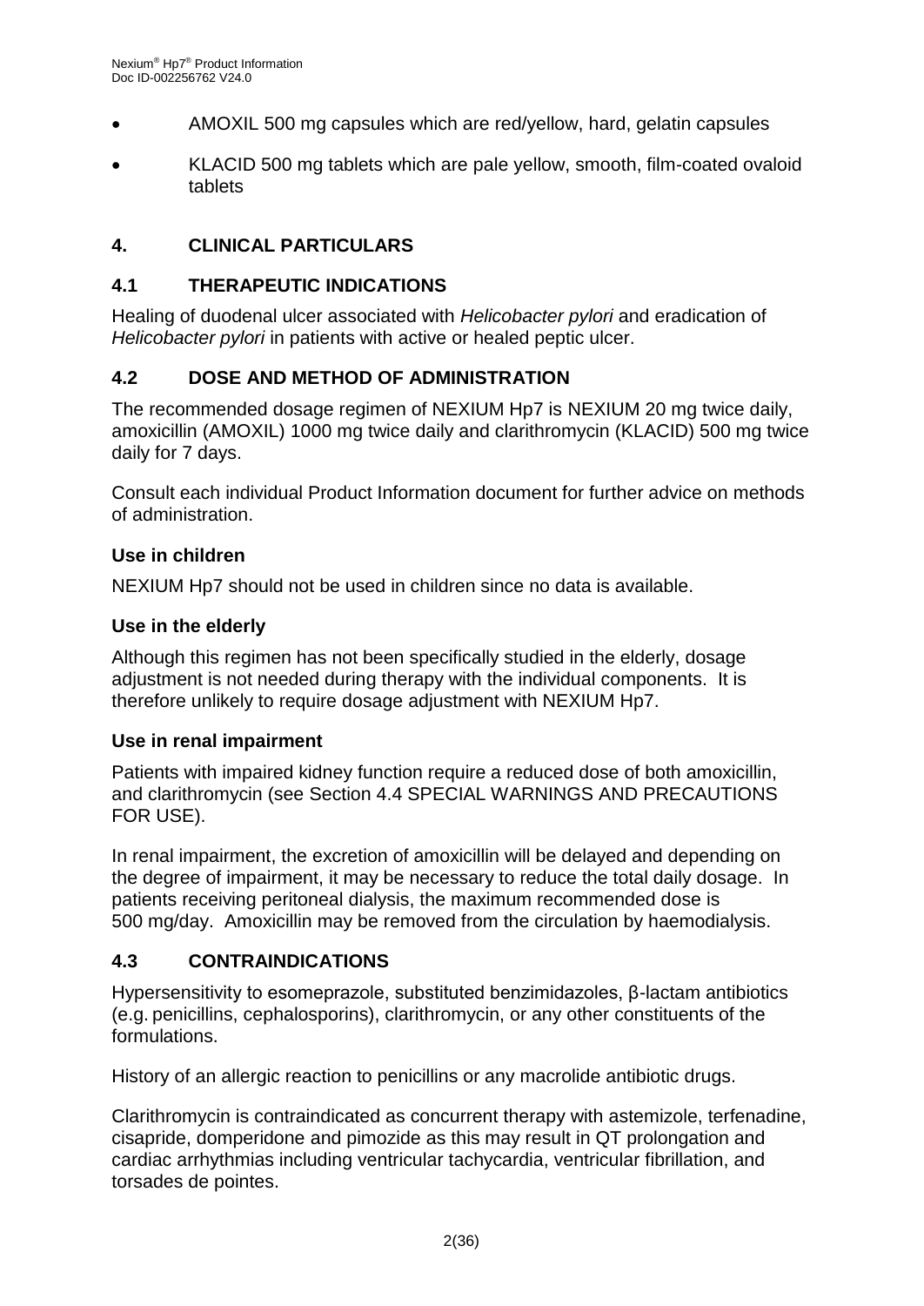- AMOXIL 500 mg capsules which are red/yellow, hard, gelatin capsules
- KLACID 500 mg tablets which are pale yellow, smooth, film-coated ovaloid tablets

## 4. CLINICAL PARTICULARS

### 4.1 THERAPEUTIC INDICATIONS

Healing of duodenal ulcer associated with *Helicobacter pylori* and eradication of *Helicobacter pylori* in patients with active or healed peptic ulcer.

### 4.2 DOSE AND METHOD OF ADMINISTRATION

The recommended dosage regimen of NEXIUM Hp7 is NEXIUM 20 mg twice daily, amoxicillin (AMOXIL) 1000 mg twice daily and clarithromycin (KLACID) 500 mg twice daily for 7 days.

Consult each individual Product Information document for further advice on methods of administration.

**Use in children**

NEXIUM Hp7 should not be used in children since no data is available.

**Use in the elderly**

Although this regimen has not been specifically studied in the elderly, dosage adjustment is not needed during therapy with the individual components. It is therefore unlikely to require dosage adjustment with NEXIUM Hp7.

**Use in renal impairment**

Patients with impaired kidney function require a reduced dose of both amoxicillin, and clarithromycin (see Section 4.4 SPECIAL WARNINGS AND PRECAUTIONS FOR USE).

In renal impairment, the excretion of amoxicillin will be delayed and depending on the degree of impairment, it may be necessary to reduce the total daily dosage. In patients receiving peritoneal dialysis, the maximum recommended dose is 500 mg/day. Amoxicillin may be removed from the circulation by haemodialysis.

### 4.3 CONTRAINDICATIONS

Hypersensitivity to esomeprazole, substituted benzimidazoles, β-lactam antibiotics (e.g. penicillins, cephalosporins), clarithromycin, or any other constituents of the formulations.

History of an allergic reaction to penicillins or any macrolide antibiotic drugs.

Clarithromycin is contraindicated as concurrent therapy with astemizole, terfenadine, cisapride, domperidone and pimozide as this may result in QT prolongation and cardiac arrhythmias including ventricular tachycardia, ventricular fibrillation, and torsades de pointes.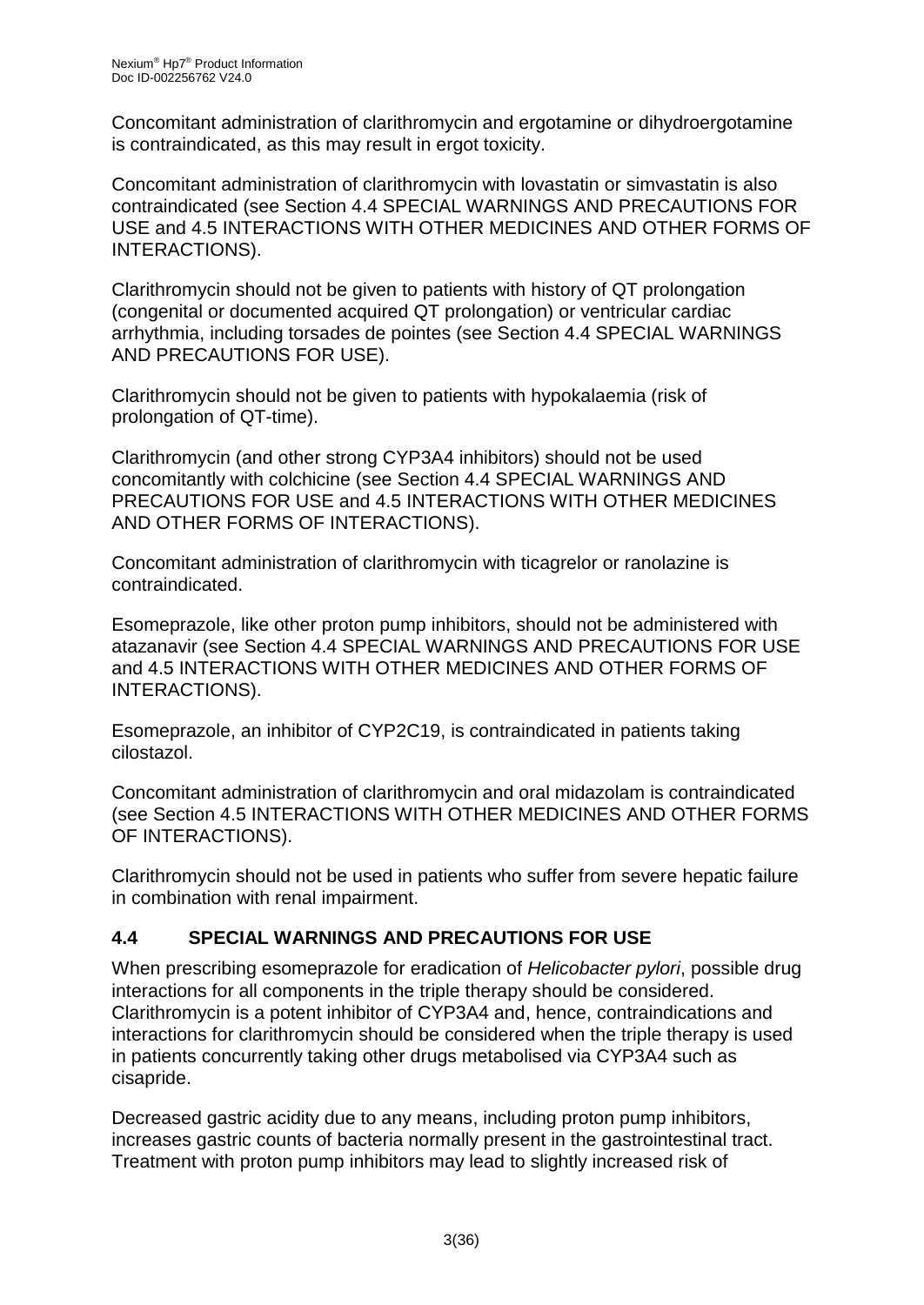Concomitant administration of clarithromycin and ergotamine or dihydroergotamine is contraindicated, as this may result in ergot toxicity.

Concomitant administration of clarithromycin with lovastatin or simvastatin is also contraindicated (see Section 4.4 SPECIAL WARNINGS AND PRECAUTIONS FOR USE and 4.5 INTERACTIONS WITH OTHER MEDICINES AND OTHER FORMS OF INTERACTIONS).

Clarithromycin should not be given to patients with history of QT prolongation (congenital or documented acquired QT prolongation) or ventricular cardiac arrhythmia, including torsades de pointes (see Section 4.4 SPECIAL WARNINGS AND PRECAUTIONS FOR USE).

Clarithromycin should not be given to patients with hypokalaemia (risk of prolongation of QT-time).

Clarithromycin (and other strong CYP3A4 inhibitors) should not be used concomitantly with colchicine (see Section 4.4 SPECIAL WARNINGS AND PRECAUTIONS FOR USE and 4.5 INTERACTIONS WITH OTHER MEDICINES AND OTHER FORMS OF INTERACTIONS).

Concomitant administration of clarithromycin with ticagrelor or ranolazine is contraindicated.

Esomeprazole, like other proton pump inhibitors, should not be administered with atazanavir (see Section 4.4 SPECIAL WARNINGS AND PRECAUTIONS FOR USE and 4.5 INTERACTIONS WITH OTHER MEDICINES AND OTHER FORMS OF INTERACTIONS).

Esomeprazole, an inhibitor of CYP2C19, is contraindicated in patients taking cilostazol.

Concomitant administration of clarithromycin and oral midazolam is contraindicated (see Section 4.5 INTERACTIONS WITH OTHER MEDICINES AND OTHER FORMS OF INTERACTIONS).

Clarithromycin should not be used in patients who suffer from severe hepatic failure in combination with renal impairment.

## 4.4 SPECIAL WARNINGS AND PRECAUTIONS FOR USE

When prescribing esomeprazole for eradication of *Helicobacter pylori*, possible drug interactions for all components in the triple therapy should be considered. Clarithromycin is a potent inhibitor of CYP3A4 and, hence, contraindications and interactions for clarithromycin should be considered when the triple therapy is used in patients concurrently taking other drugs metabolised via CYP3A4 such as cisapride.

Decreased gastric acidity due to any means, including proton pump inhibitors, increases gastric counts of bacteria normally present in the gastrointestinal tract. Treatment with proton pump inhibitors may lead to slightly increased risk of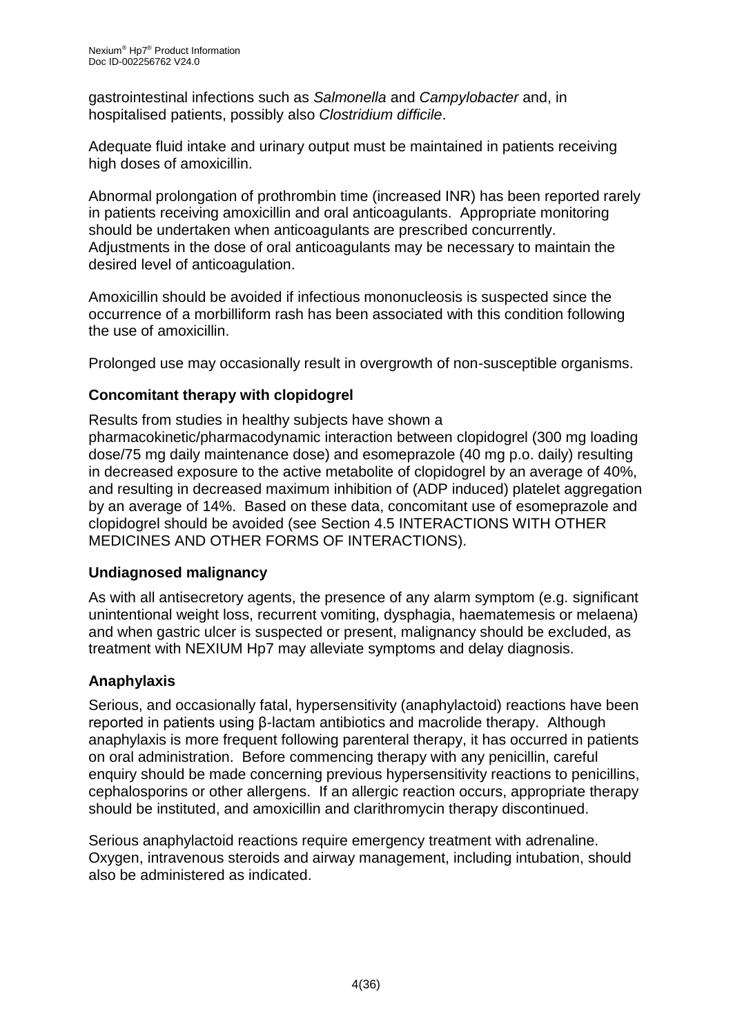gastrointestinal infections such as *Salmonella* and *Campylobacter* and, in hospitalised patients, possibly also *Clostridium difficile*.

Adequate fluid intake and urinary output must be maintained in patients receiving high doses of amoxicillin.

Abnormal prolongation of prothrombin time (increased INR) has been reported rarely in patients receiving amoxicillin and oral anticoagulants. Appropriate monitoring should be undertaken when anticoagulants are prescribed concurrently. Adjustments in the dose of oral anticoagulants may be necessary to maintain the desired level of anticoagulation.

Amoxicillin should be avoided if infectious mononucleosis is suspected since the occurrence of a morbilliform rash has been associated with this condition following the use of amoxicillin.

Prolonged use may occasionally result in overgrowth of non-susceptible organisms.

### Concomitant therapy with clopidogrel

Results from studies in healthy subjects have shown a pharmacokinetic/pharmacodynamic interaction between clopidogrel (300 mg loading dose/75 mg daily maintenance dose) and esomeprazole (40 mg p.o. daily) resulting in decreased exposure to the active metabolite of clopidogrel by an average of 40%, and resulting in decreased maximum inhibition of (ADP induced) platelet aggregation by an average of 14%. Based on these data, concomitant use of esomeprazole and clopidogrel should be avoided (see Section 4.5 INTERACTIONS WITH OTHER MEDICINES AND OTHER FORMS OF INTERACTIONS).

### Undiagnosed malignancy

As with all antisecretory agents, the presence of any alarm symptom (e.g. significant unintentional weight loss, recurrent vomiting, dysphagia, haematemesis or melaena) and when gastric ulcer is suspected or present, malignancy should be excluded, as treatment with NEXIUM Hp7 may alleviate symptoms and delay diagnosis.

### Anaphylaxis

Serious, and occasionally fatal, hypersensitivity (anaphylactoid) reactions have been reported in patients using β-lactam antibiotics and macrolide therapy. Although anaphylaxis is more frequent following parenteral therapy, it has occurred in patients on oral administration. Before commencing therapy with any penicillin, careful enquiry should be made concerning previous hypersensitivity reactions to penicillins, cephalosporins or other allergens. If an allergic reaction occurs, appropriate therapy should be instituted, and amoxicillin and clarithromycin therapy discontinued.

Serious anaphylactoid reactions require emergency treatment with adrenaline. Oxygen, intravenous steroids and airway management, including intubation, should also be administered as indicated.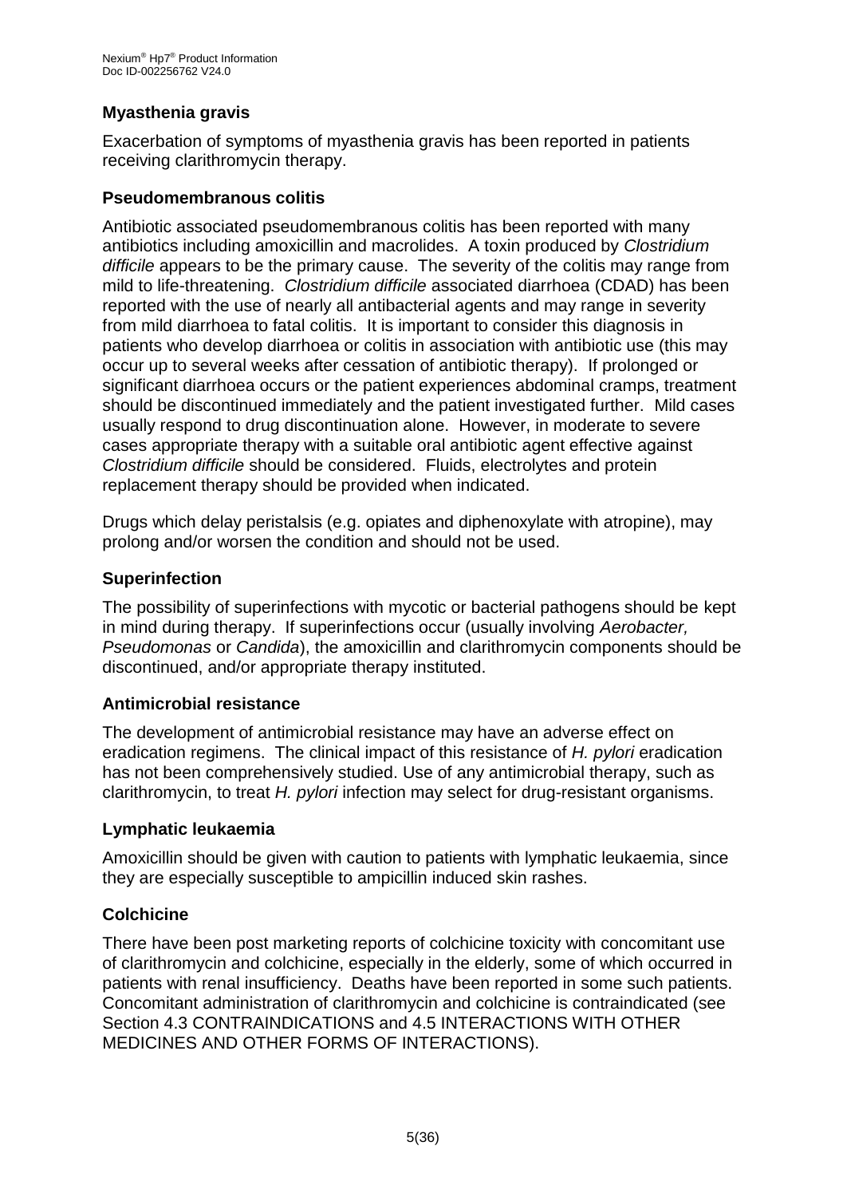### Myasthenia gravis

Exacerbation of symptoms of myasthenia gravis has been reported in patients receiving clarithromycin therapy.

### Pseudomembranous colitis

Antibiotic associated pseudomembranous colitis has been reported with many antibiotics including amoxicillin and macrolides. A toxin produced by *Clostridium difficile* appears to be the primary cause. The severity of the colitis may range from mild to life-threatening. *Clostridium difficile* associated diarrhoea (CDAD) has been reported with the use of nearly all antibacterial agents and may range in severity from mild diarrhoea to fatal colitis. It is important to consider this diagnosis in patients who develop diarrhoea or colitis in association with antibiotic use (this may occur up to several weeks after cessation of antibiotic therapy). If prolonged or significant diarrhoea occurs or the patient experiences abdominal cramps, treatment should be discontinued immediately and the patient investigated further. Mild cases usually respond to drug discontinuation alone. However, in moderate to severe cases appropriate therapy with a suitable oral antibiotic agent effective against *Clostridium difficile* should be considered. Fluids, electrolytes and protein replacement therapy should be provided when indicated.

Drugs which delay peristalsis (e.g. opiates and diphenoxylate with atropine), may prolong and/or worsen the condition and should not be used.

### Superinfection

The possibility of superinfections with mycotic or bacterial pathogens should be kept in mind during therapy. If superinfections occur (usually involving *Aerobacter, Pseudomonas* or *Candida*), the amoxicillin and clarithromycin components should be discontinued, and/or appropriate therapy instituted.

### Antimicrobial resistance

The development of antimicrobial resistance may have an adverse effect on eradication regimens. The clinical impact of this resistance of *H. pylori* eradication has not been comprehensively studied. Use of any antimicrobial therapy, such as clarithromycin, to treat *H. pylori* infection may select for drug-resistant organisms.

### Lymphatic leukaemia

Amoxicillin should be given with caution to patients with lymphatic leukaemia, since they are especially susceptible to ampicillin induced skin rashes.

### Colchicine

There have been post marketing reports of colchicine toxicity with concomitant use of clarithromycin and colchicine, especially in the elderly, some of which occurred in patients with renal insufficiency. Deaths have been reported in some such patients. Concomitant administration of clarithromycin and colchicine is contraindicated (see Section 4.3 CONTRAINDICATIONS and 4.5 INTERACTIONS WITH OTHER MEDICINES AND OTHER FORMS OF INTERACTIONS).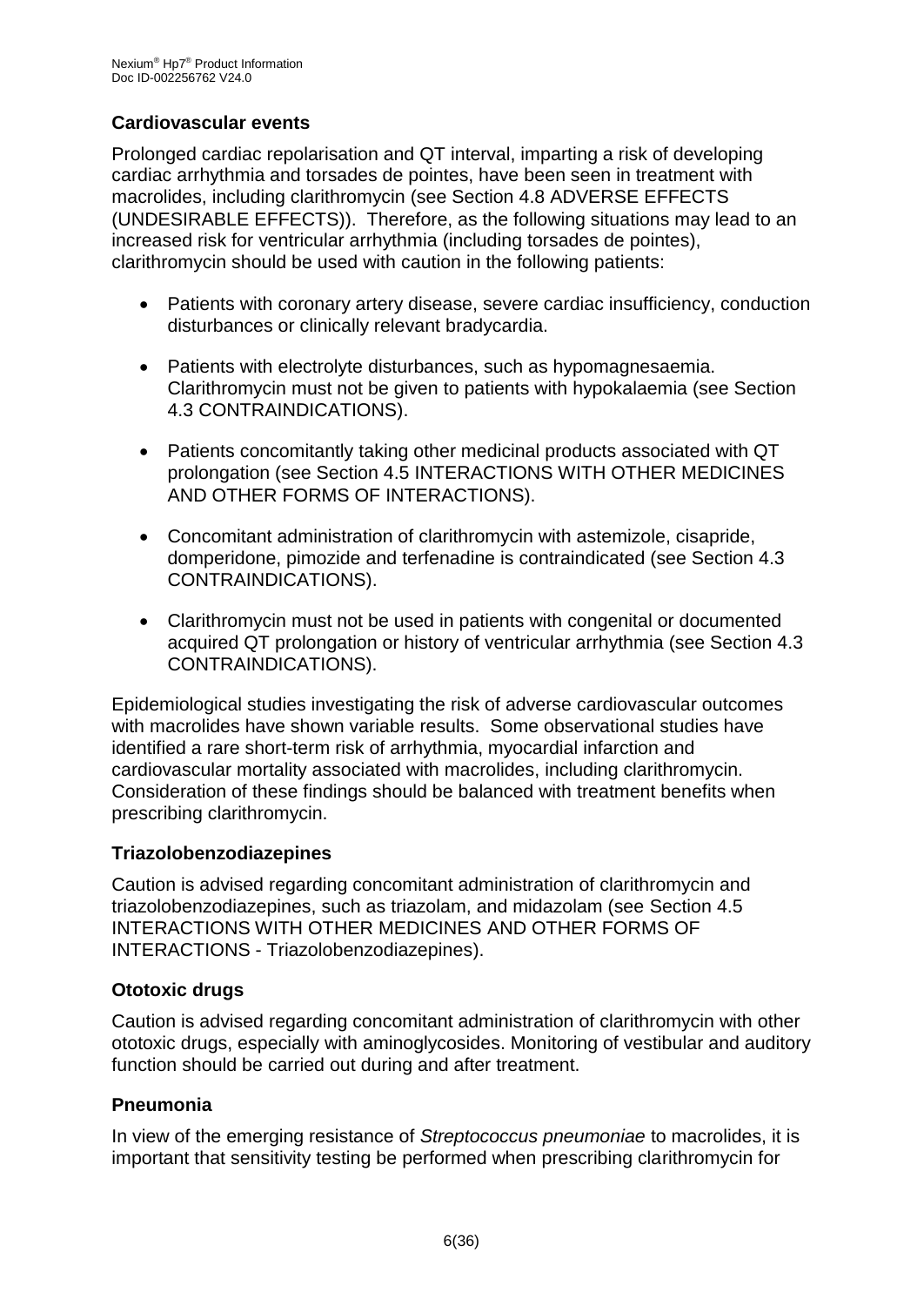**Cardiovascular events**

Prolonged cardiac repolarisation and QT interval, imparting a risk of developing cardiac arrhythmia and torsades de pointes, have been seen in treatment with macrolides, including clarithromycin (see Section 4.8 ADVERSE EFFECTS (UNDESIRABLE EFFECTS)). Therefore, as the following situations may lead to an increased risk for ventricular arrhythmia (including torsades de pointes), clarithromycin should be used with caution in the following patients:

- Patients with coronary artery disease, severe cardiac insufficiency, conduction disturbances or clinically relevant bradycardia.
- Patients with electrolyte disturbances, such as hypomagnesaemia. Clarithromycin must not be given to patients with hypokalaemia (see Section 4.3 CONTRAINDICATIONS).
- Patients concomitantly taking other medicinal products associated with QT prolongation (see Section 4.5 INTERACTIONS WITH OTHER MEDICINES AND OTHER FORMS OF INTERACTIONS).
- Concomitant administration of clarithromycin with astemizole, cisapride, domperidone, pimozide and terfenadine is contraindicated (see Section 4.3 CONTRAINDICATIONS).
- Clarithromycin must not be used in patients with congenital or documented acquired QT prolongation or history of ventricular arrhythmia (see Section 4.3 CONTRAINDICATIONS).

Epidemiological studies investigating the risk of adverse cardiovascular outcomes with macrolides have shown variable results. Some observational studies have identified a rare short-term risk of arrhythmia, myocardial infarction and cardiovascular mortality associated with macrolides, including clarithromycin. Consideration of these findings should be balanced with treatment benefits when prescribing clarithromycin.

**Triazolobenzodiazepines**

Caution is advised regarding concomitant administration of clarithromycin and triazolobenzodiazepines, such as triazolam, and midazolam (see Section 4.5 INTERACTIONS WITH OTHER MEDICINES AND OTHER FORMS OF INTERACTIONS - Triazolobenzodiazepines).

**Ototoxic drugs**

Caution is advised regarding concomitant administration of clarithromycin with other ototoxic drugs, especially with aminoglycosides. Monitoring of vestibular and auditory function should be carried out during and after treatment.

**Pneumonia**

In view of the emerging resistance of *Streptococcus pneumoniae* to macrolides, it is important that sensitivity testing be performed when prescribing clarithromycin for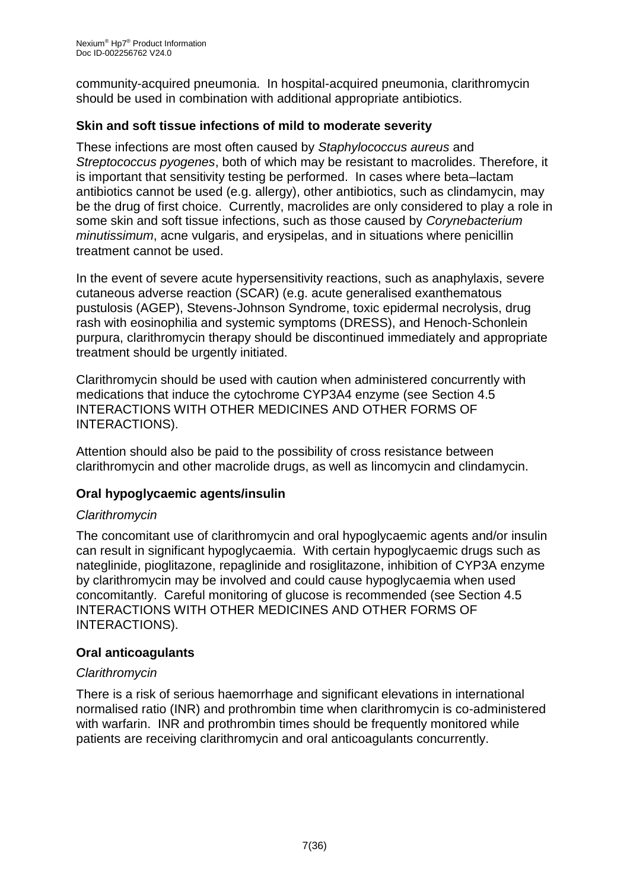community-acquired pneumonia. In hospital-acquired pneumonia, clarithromycin should be used in combination with additional appropriate antibiotics.

**Skin and soft tissue infections of mild to moderate severity**

These infections are most often caused by *Staphylococcus aureus* and *Streptococcus pyogenes*, both of which may be resistant to macrolides. Therefore, it is important that sensitivity testing be performed. In cases where beta–lactam antibiotics cannot be used (e.g. allergy), other antibiotics, such as clindamycin, may be the drug of first choice. Currently, macrolides are only considered to play a role in some skin and soft tissue infections, such as those caused by *Corynebacterium minutissimum*, acne vulgaris, and erysipelas, and in situations where penicillin treatment cannot be used.

In the event of severe acute hypersensitivity reactions, such as anaphylaxis, severe cutaneous adverse reaction (SCAR) (e.g. acute generalised exanthematous pustulosis (AGEP), Stevens-Johnson Syndrome, toxic epidermal necrolysis, drug rash with eosinophilia and systemic symptoms (DRESS), and Henoch-Schonlein purpura, clarithromycin therapy should be discontinued immediately and appropriate treatment should be urgently initiated.

Clarithromycin should be used with caution when administered concurrently with medications that induce the cytochrome CYP3A4 enzyme (see Section 4.5 INTERACTIONS WITH OTHER MEDICINES AND OTHER FORMS OF INTERACTIONS).

Attention should also be paid to the possibility of cross resistance between clarithromycin and other macrolide drugs, as well as lincomycin and clindamycin.

**Oral hypoglycaemic agents/insulin**

*Clarithromycin*

The concomitant use of clarithromycin and oral hypoglycaemic agents and/or insulin can result in significant hypoglycaemia. With certain hypoglycaemic drugs such as nateglinide, pioglitazone, repaglinide and rosiglitazone, inhibition of CYP3A enzyme by clarithromycin may be involved and could cause hypoglycaemia when used concomitantly. Careful monitoring of glucose is recommended (see Section 4.5 INTERACTIONS WITH OTHER MEDICINES AND OTHER FORMS OF INTERACTIONS).

**Oral anticoagulants**

*Clarithromycin*

There is a risk of serious haemorrhage and significant elevations in international normalised ratio (INR) and prothrombin time when clarithromycin is co-administered with warfarin. INR and prothrombin times should be frequently monitored while patients are receiving clarithromycin and oral anticoagulants concurrently.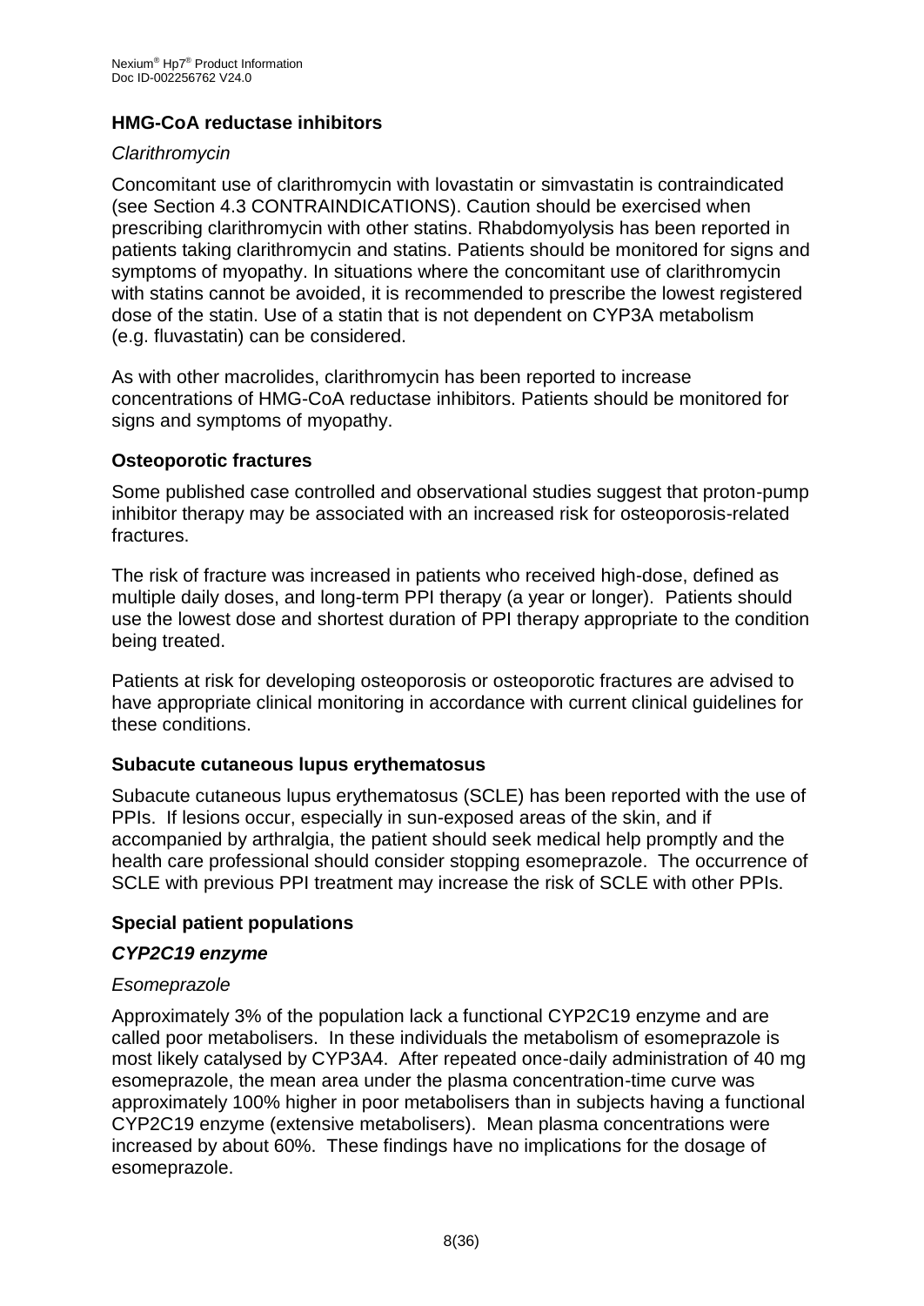### HMG-CoA reductase inhibitors

*Clarithromycin*

Concomitant use of clarithromycin with lovastatin or simvastatin is contraindicated (see Section 4.3 CONTRAINDICATIONS). Caution should be exercised when prescribing clarithromycin with other statins. Rhabdomyolysis has been reported in patients taking clarithromycin and statins. Patients should be monitored for signs and symptoms of myopathy. In situations where the concomitant use of clarithromycin with statins cannot be avoided, it is recommended to prescribe the lowest registered dose of the statin. Use of a statin that is not dependent on CYP3A metabolism (e.g. fluvastatin) can be considered.

As with other macrolides, clarithromycin has been reported to increase concentrations of HMG-CoA reductase inhibitors. Patients should be monitored for signs and symptoms of myopathy.

### Osteoporotic fractures

Some published case controlled and observational studies suggest that proton-pump inhibitor therapy may be associated with an increased risk for osteoporosis-related fractures.

The risk of fracture was increased in patients who received high-dose, defined as multiple daily doses, and long-term PPI therapy (a year or longer). Patients should use the lowest dose and shortest duration of PPI therapy appropriate to the condition being treated.

Patients at risk for developing osteoporosis or osteoporotic fractures are advised to have appropriate clinical monitoring in accordance with current clinical guidelines for these conditions.

### Subacute cutaneous lupus erythematosus

Subacute cutaneous lupus erythematosus (SCLE) has been reported with the use of PPIs. If lesions occur, especially in sun-exposed areas of the skin, and if accompanied by arthralgia, the patient should seek medical help promptly and the health care professional should consider stopping esomeprazole. The occurrence of SCLE with previous PPI treatment may increase the risk of SCLE with other PPIs.

### Special patient populations

#### *CYP2C19 enzyme*

*Esomeprazole*

Approximately 3% of the population lack a functional CYP2C19 enzyme and are called poor metabolisers. In these individuals the metabolism of esomeprazole is most likely catalysed by CYP3A4. After repeated once-daily administration of 40 mg esomeprazole, the mean area under the plasma concentration-time curve was approximately 100% higher in poor metabolisers than in subjects having a functional CYP2C19 enzyme (extensive metabolisers). Mean plasma concentrations were increased by about 60%. These findings have no implications for the dosage of esomeprazole.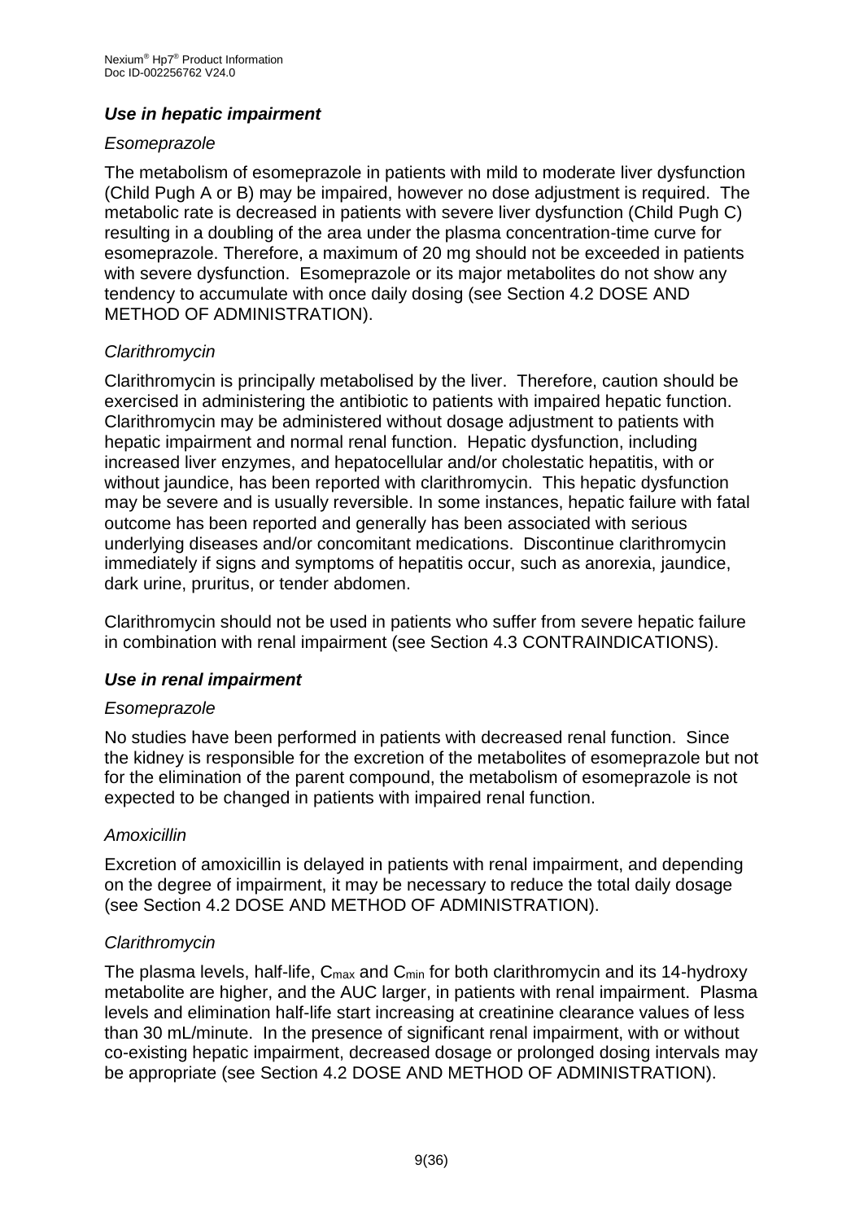### *Use in hepatic impairment*

*Esomeprazole*

The metabolism of esomeprazole in patients with mild to moderate liver dysfunction (Child Pugh A or B) may be impaired, however no dose adjustment is required. The metabolic rate is decreased in patients with severe liver dysfunction (Child Pugh C) resulting in a doubling of the area under the plasma concentration-time curve for esomeprazole. Therefore, a maximum of 20 mg should not be exceeded in patients with severe dysfunction. Esomeprazole or its major metabolites do not show any tendency to accumulate with once daily dosing (see Section 4.2 DOSE AND METHOD OF ADMINISTRATION).

*Clarithromycin*

Clarithromycin is principally metabolised by the liver. Therefore, caution should be exercised in administering the antibiotic to patients with impaired hepatic function. Clarithromycin may be administered without dosage adjustment to patients with hepatic impairment and normal renal function. Hepatic dysfunction, including increased liver enzymes, and hepatocellular and/or cholestatic hepatitis, with or without jaundice, has been reported with clarithromycin. This hepatic dysfunction may be severe and is usually reversible. In some instances, hepatic failure with fatal outcome has been reported and generally has been associated with serious underlying diseases and/or concomitant medications. Discontinue clarithromycin immediately if signs and symptoms of hepatitis occur, such as anorexia, jaundice, dark urine, pruritus, or tender abdomen.

Clarithromycin should not be used in patients who suffer from severe hepatic failure in combination with renal impairment (see Section 4.3 CONTRAINDICATIONS).

### *Use in renal impairment*

*Esomeprazole*

No studies have been performed in patients with decreased renal function. Since the kidney is responsible for the excretion of the metabolites of esomeprazole but not for the elimination of the parent compound, the metabolism of esomeprazole is not expected to be changed in patients with impaired renal function.

*Amoxicillin*

Excretion of amoxicillin is delayed in patients with renal impairment, and depending on the degree of impairment, it may be necessary to reduce the total daily dosage (see Section 4.2 DOSE AND METHOD OF ADMINISTRATION).

*Clarithromycin*

The plasma levels, half-life, $C_{max}$ and $C_{min}$ for both clarithromycin and its 14-hydroxy metabolite are higher, and the AUC larger, in patients with renal impairment. Plasma levels and elimination half-life start increasing at creatinine clearance values of less than 30 mL/minute. In the presence of significant renal impairment, with or without co-existing hepatic impairment, decreased dosage or prolonged dosing intervals may be appropriate (see Section 4.2 DOSE AND METHOD OF ADMINISTRATION).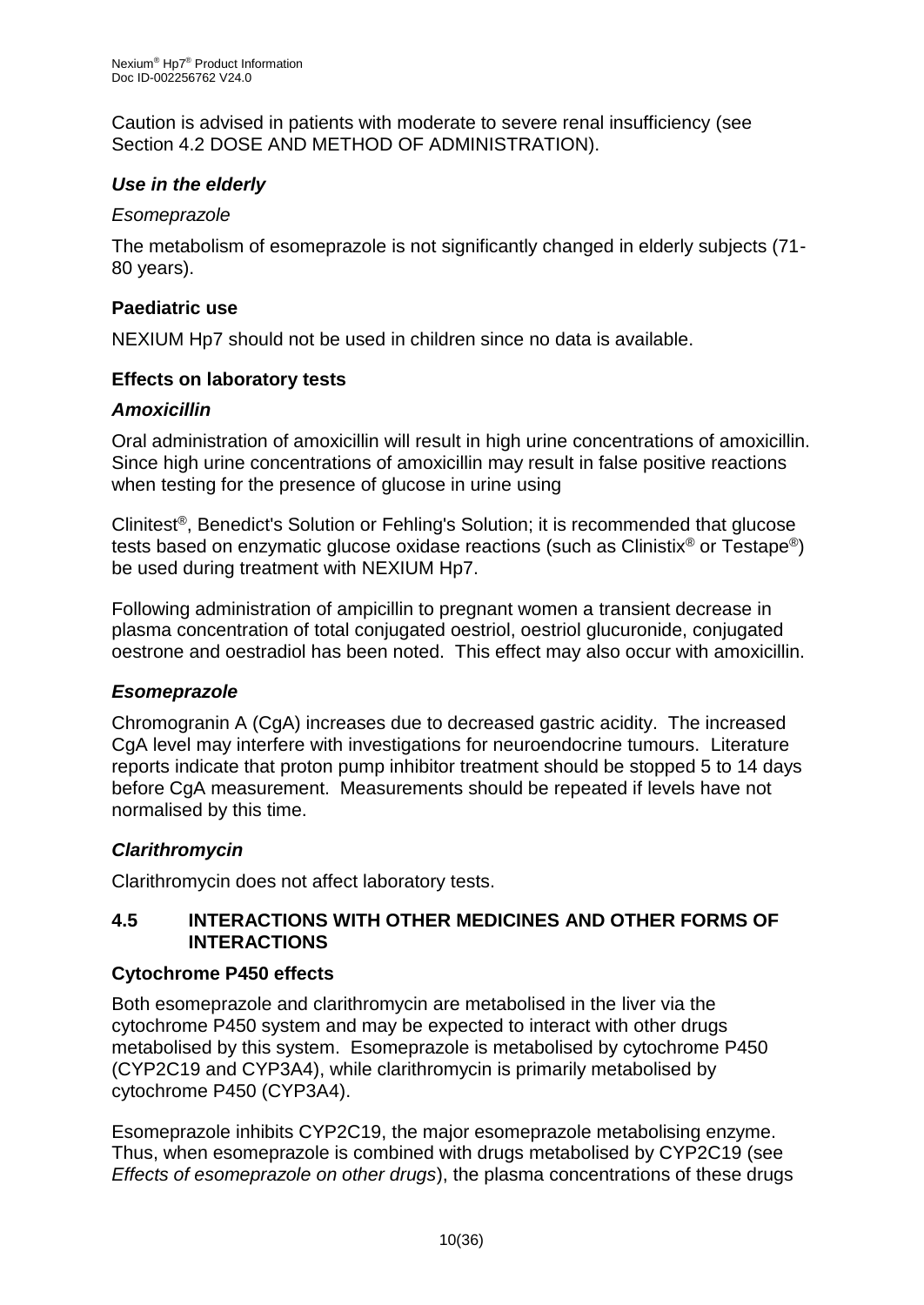Caution is advised in patients with moderate to severe renal insufficiency (see Section 4.2 DOSE AND METHOD OF ADMINISTRATION).

### *Use in the elderly*

*Esomeprazole*

The metabolism of esomeprazole is not significantly changed in elderly subjects (71-80 years).

### Paediatric use

NEXIUM Hp7 should not be used in children since no data is available.

### Effects on laboratory tests

#### *Amoxicillin*

Oral administration of amoxicillin will result in high urine concentrations of amoxicillin. Since high urine concentrations of amoxicillin may result in false positive reactions when testing for the presence of glucose in urine using

Clinitest®, Benedict's Solution or Fehling's Solution; it is recommended that glucose tests based on enzymatic glucose oxidase reactions (such as Clinistix® or Testape®) be used during treatment with NEXIUM Hp7.

Following administration of ampicillin to pregnant women a transient decrease in plasma concentration of total conjugated oestriol, oestriol glucuronide, conjugated oestrone and oestradiol has been noted. This effect may also occur with amoxicillin.

#### *Esomeprazole*

Chromogranin A (CgA) increases due to decreased gastric acidity. The increased CgA level may interfere with investigations for neuroendocrine tumours. Literature reports indicate that proton pump inhibitor treatment should be stopped 5 to 14 days before CgA measurement. Measurements should be repeated if levels have not normalised by this time.

#### *Clarithromycin*

Clarithromycin does not affect laboratory tests.

## 4.5 INTERACTIONS WITH OTHER MEDICINES AND OTHER FORMS OF INTERACTIONS

### Cytochrome P450 effects

Both esomeprazole and clarithromycin are metabolised in the liver via the cytochrome P450 system and may be expected to interact with other drugs metabolised by this system. Esomeprazole is metabolised by cytochrome P450 (CYP2C19 and CYP3A4), while clarithromycin is primarily metabolised by cytochrome P450 (CYP3A4).

Esomeprazole inhibits CYP2C19, the major esomeprazole metabolising enzyme. Thus, when esomeprazole is combined with drugs metabolised by CYP2C19 (see *Effects of esomeprazole on other drugs*), the plasma concentrations of these drugs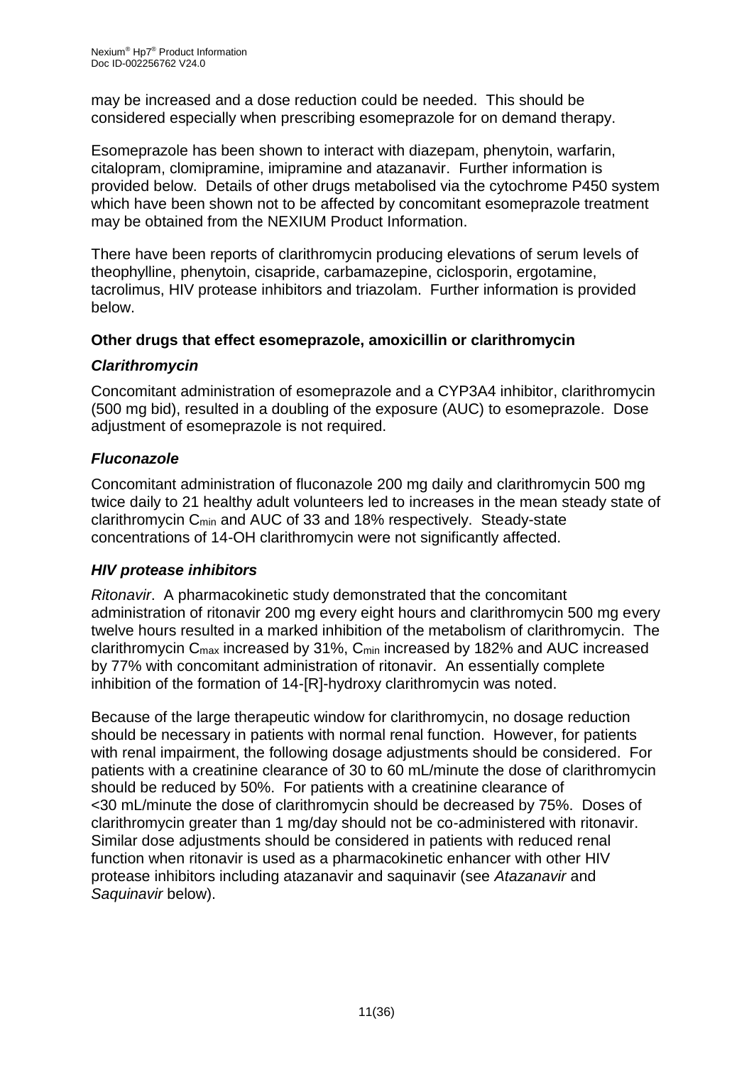may be increased and a dose reduction could be needed. This should be considered especially when prescribing esomeprazole for on demand therapy.

Esomeprazole has been shown to interact with diazepam, phenytoin, warfarin, citalopram, clomipramine, imipramine and atazanavir. Further information is provided below. Details of other drugs metabolised via the cytochrome P450 system which have been shown not to be affected by concomitant esomeprazole treatment may be obtained from the NEXIUM Product Information.

There have been reports of clarithromycin producing elevations of serum levels of theophylline, phenytoin, cisapride, carbamazepine, ciclosporin, ergotamine, tacrolimus, HIV protease inhibitors and triazolam. Further information is provided below.

**Other drugs that effect esomeprazole, amoxicillin or clarithromycin**

***Clarithromycin***

Concomitant administration of esomeprazole and a CYP3A4 inhibitor, clarithromycin (500 mg bid), resulted in a doubling of the exposure (AUC) to esomeprazole. Dose adjustment of esomeprazole is not required.

***Fluconazole***

Concomitant administration of fluconazole 200 mg daily and clarithromycin 500 mg twice daily to 21 healthy adult volunteers led to increases in the mean steady state of clarithromycin $C_{min}$ and AUC of 33 and 18% respectively. Steady-state concentrations of 14-OH clarithromycin were not significantly affected.

***HIV protease inhibitors***

*Ritonavir*. A pharmacokinetic study demonstrated that the concomitant administration of ritonavir 200 mg every eight hours and clarithromycin 500 mg every twelve hours resulted in a marked inhibition of the metabolism of clarithromycin. The clarithromycin $C_{max}$ increased by 31%, $C_{min}$ increased by 182% and AUC increased by 77% with concomitant administration of ritonavir. An essentially complete inhibition of the formation of 14-[R]-hydroxy clarithromycin was noted.

Because of the large therapeutic window for clarithromycin, no dosage reduction should be necessary in patients with normal renal function. However, for patients with renal impairment, the following dosage adjustments should be considered. For patients with a creatinine clearance of 30 to 60 mL/minute the dose of clarithromycin should be reduced by 50%. For patients with a creatinine clearance of <30 mL/minute the dose of clarithromycin should be decreased by 75%. Doses of clarithromycin greater than 1 mg/day should not be co-administered with ritonavir. Similar dose adjustments should be considered in patients with reduced renal function when ritonavir is used as a pharmacokinetic enhancer with other HIV protease inhibitors including atazanavir and saquinavir (see *Atazanavir* and *Saquinavir* below).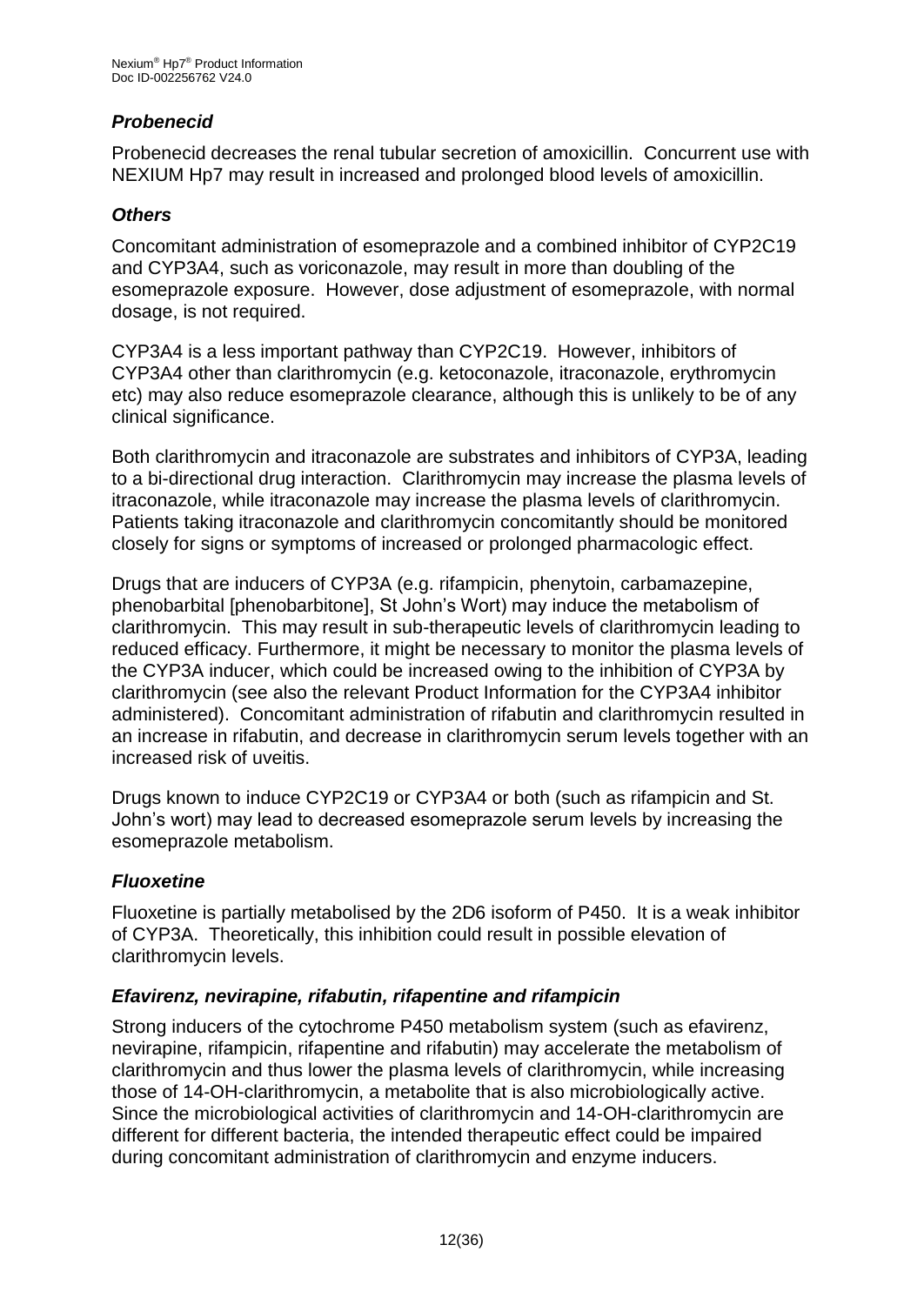### *Probenecid*

Probenecid decreases the renal tubular secretion of amoxicillin. Concurrent use with NEXIUM Hp7 may result in increased and prolonged blood levels of amoxicillin.

### *Others*

Concomitant administration of esomeprazole and a combined inhibitor of CYP2C19 and CYP3A4, such as voriconazole, may result in more than doubling of the esomeprazole exposure. However, dose adjustment of esomeprazole, with normal dosage, is not required.

CYP3A4 is a less important pathway than CYP2C19. However, inhibitors of CYP3A4 other than clarithromycin (e.g. ketoconazole, itraconazole, erythromycin etc) may also reduce esomeprazole clearance, although this is unlikely to be of any clinical significance.

Both clarithromycin and itraconazole are substrates and inhibitors of CYP3A, leading to a bi-directional drug interaction. Clarithromycin may increase the plasma levels of itraconazole, while itraconazole may increase the plasma levels of clarithromycin. Patients taking itraconazole and clarithromycin concomitantly should be monitored closely for signs or symptoms of increased or prolonged pharmacologic effect.

Drugs that are inducers of CYP3A (e.g. rifampicin, phenytoin, carbamazepine, phenobarbital [phenobarbitone], St John's Wort) may induce the metabolism of clarithromycin. This may result in sub-therapeutic levels of clarithromycin leading to reduced efficacy. Furthermore, it might be necessary to monitor the plasma levels of the CYP3A inducer, which could be increased owing to the inhibition of CYP3A by clarithromycin (see also the relevant Product Information for the CYP3A4 inhibitor administered). Concomitant administration of rifabutin and clarithromycin resulted in an increase in rifabutin, and decrease in clarithromycin serum levels together with an increased risk of uveitis.

Drugs known to induce CYP2C19 or CYP3A4 or both (such as rifampicin and St. John's wort) may lead to decreased esomeprazole serum levels by increasing the esomeprazole metabolism.

### *Fluoxetine*

Fluoxetine is partially metabolised by the 2D6 isoform of P450. It is a weak inhibitor of CYP3A. Theoretically, this inhibition could result in possible elevation of clarithromycin levels.

### *Efavirenz, nevirapine, rifabutin, rifapentine and rifampicin*

Strong inducers of the cytochrome P450 metabolism system (such as efavirenz, nevirapine, rifampicin, rifapentine and rifabutin) may accelerate the metabolism of clarithromycin and thus lower the plasma levels of clarithromycin, while increasing those of 14-OH-clarithromycin, a metabolite that is also microbiologically active. Since the microbiological activities of clarithromycin and 14-OH-clarithromycin are different for different bacteria, the intended therapeutic effect could be impaired during concomitant administration of clarithromycin and enzyme inducers.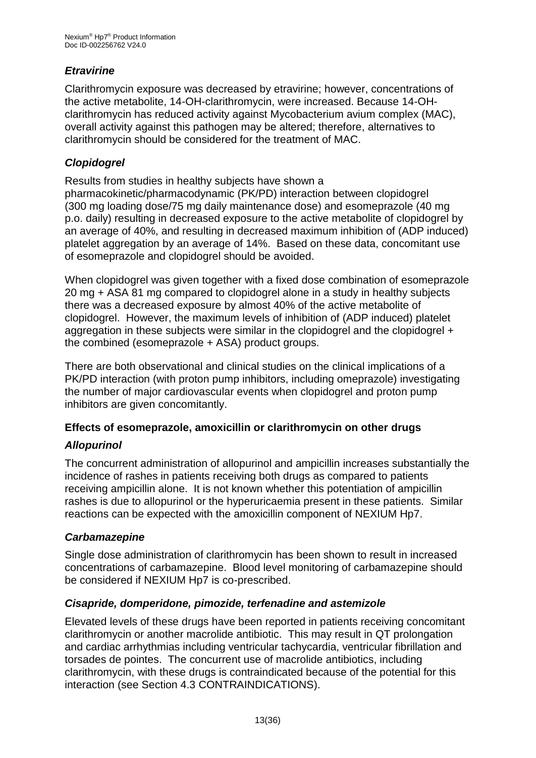### *Etravirine*

Clarithromycin exposure was decreased by etravirine; however, concentrations of the active metabolite, 14-OH-clarithromycin, were increased. Because 14-OH-clarithromycin has reduced activity against Mycobacterium avium complex (MAC), overall activity against this pathogen may be altered; therefore, alternatives to clarithromycin should be considered for the treatment of MAC.

### *Clopidogrel*

Results from studies in healthy subjects have shown a pharmacokinetic/pharmacodynamic (PK/PD) interaction between clopidogrel (300 mg loading dose/75 mg daily maintenance dose) and esomeprazole (40 mg p.o. daily) resulting in decreased exposure to the active metabolite of clopidogrel by an average of 40%, and resulting in decreased maximum inhibition of (ADP induced) platelet aggregation by an average of 14%. Based on these data, concomitant use of esomeprazole and clopidogrel should be avoided.

When clopidogrel was given together with a fixed dose combination of esomeprazole 20 mg + ASA 81 mg compared to clopidogrel alone in a study in healthy subjects there was a decreased exposure by almost 40% of the active metabolite of clopidogrel. However, the maximum levels of inhibition of (ADP induced) platelet aggregation in these subjects were similar in the clopidogrel and the clopidogrel + the combined (esomeprazole + ASA) product groups.

There are both observational and clinical studies on the clinical implications of a PK/PD interaction (with proton pump inhibitors, including omeprazole) investigating the number of major cardiovascular events when clopidogrel and proton pump inhibitors are given concomitantly.

**Effects of esomeprazole, amoxicillin or clarithromycin on other drugs**

### *Allopurinol*

The concurrent administration of allopurinol and ampicillin increases substantially the incidence of rashes in patients receiving both drugs as compared to patients receiving ampicillin alone. It is not known whether this potentiation of ampicillin rashes is due to allopurinol or the hyperuricaemia present in these patients. Similar reactions can be expected with the amoxicillin component of NEXIUM Hp7.

### *Carbamazepine*

Single dose administration of clarithromycin has been shown to result in increased concentrations of carbamazepine. Blood level monitoring of carbamazepine should be considered if NEXIUM Hp7 is co-prescribed.

### *Cisapride, domperidone, pimozide, terfenadine and astemizole*

Elevated levels of these drugs have been reported in patients receiving concomitant clarithromycin or another macrolide antibiotic. This may result in QT prolongation and cardiac arrhythmias including ventricular tachycardia, ventricular fibrillation and torsades de pointes. The concurrent use of macrolide antibiotics, including clarithromycin, with these drugs is contraindicated because of the potential for this interaction (see Section 4.3 CONTRAINDICATIONS).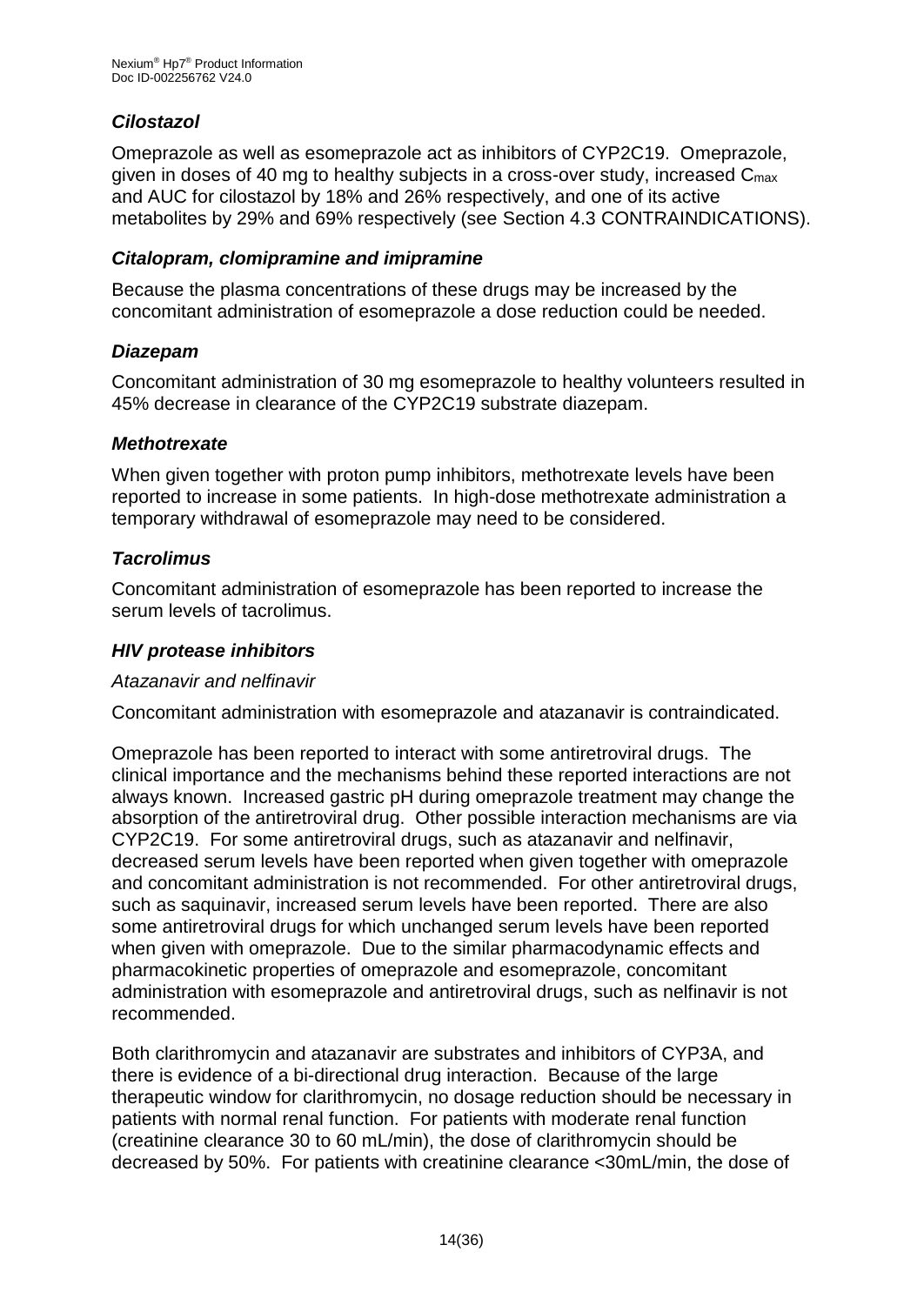### *Cilostazol*

Omeprazole as well as esomeprazole act as inhibitors of CYP2C19. Omeprazole, given in doses of 40 mg to healthy subjects in a cross-over study, increased $C_{max}$ and AUC for cilostazol by 18% and 26% respectively, and one of its active metabolites by 29% and 69% respectively (see Section 4.3 CONTRAINDICATIONS).

### *Citalopram, clomipramine and imipramine*

Because the plasma concentrations of these drugs may be increased by the concomitant administration of esomeprazole a dose reduction could be needed.

### *Diazepam*

Concomitant administration of 30 mg esomeprazole to healthy volunteers resulted in 45% decrease in clearance of the CYP2C19 substrate diazepam.

### *Methotrexate*

When given together with proton pump inhibitors, methotrexate levels have been reported to increase in some patients. In high-dose methotrexate administration a temporary withdrawal of esomeprazole may need to be considered.

### *Tacrolimus*

Concomitant administration of esomeprazole has been reported to increase the serum levels of tacrolimus.

### *HIV protease inhibitors*

*Atazanavir and nelfinavir*

Concomitant administration with esomeprazole and atazanavir is contraindicated.

Omeprazole has been reported to interact with some antiretroviral drugs. The clinical importance and the mechanisms behind these reported interactions are not always known. Increased gastric pH during omeprazole treatment may change the absorption of the antiretroviral drug. Other possible interaction mechanisms are via CYP2C19. For some antiretroviral drugs, such as atazanavir and nelfinavir, decreased serum levels have been reported when given together with omeprazole and concomitant administration is not recommended. For other antiretroviral drugs, such as saquinavir, increased serum levels have been reported. There are also some antiretroviral drugs for which unchanged serum levels have been reported when given with omeprazole. Due to the similar pharmacodynamic effects and pharmacokinetic properties of omeprazole and esomeprazole, concomitant administration with esomeprazole and antiretroviral drugs, such as nelfinavir is not recommended.

Both clarithromycin and atazanavir are substrates and inhibitors of CYP3A, and there is evidence of a bi-directional drug interaction. Because of the large therapeutic window for clarithromycin, no dosage reduction should be necessary in patients with normal renal function. For patients with moderate renal function (creatinine clearance 30 to 60 mL/min), the dose of clarithromycin should be decreased by 50%. For patients with creatinine clearance <30mL/min, the dose of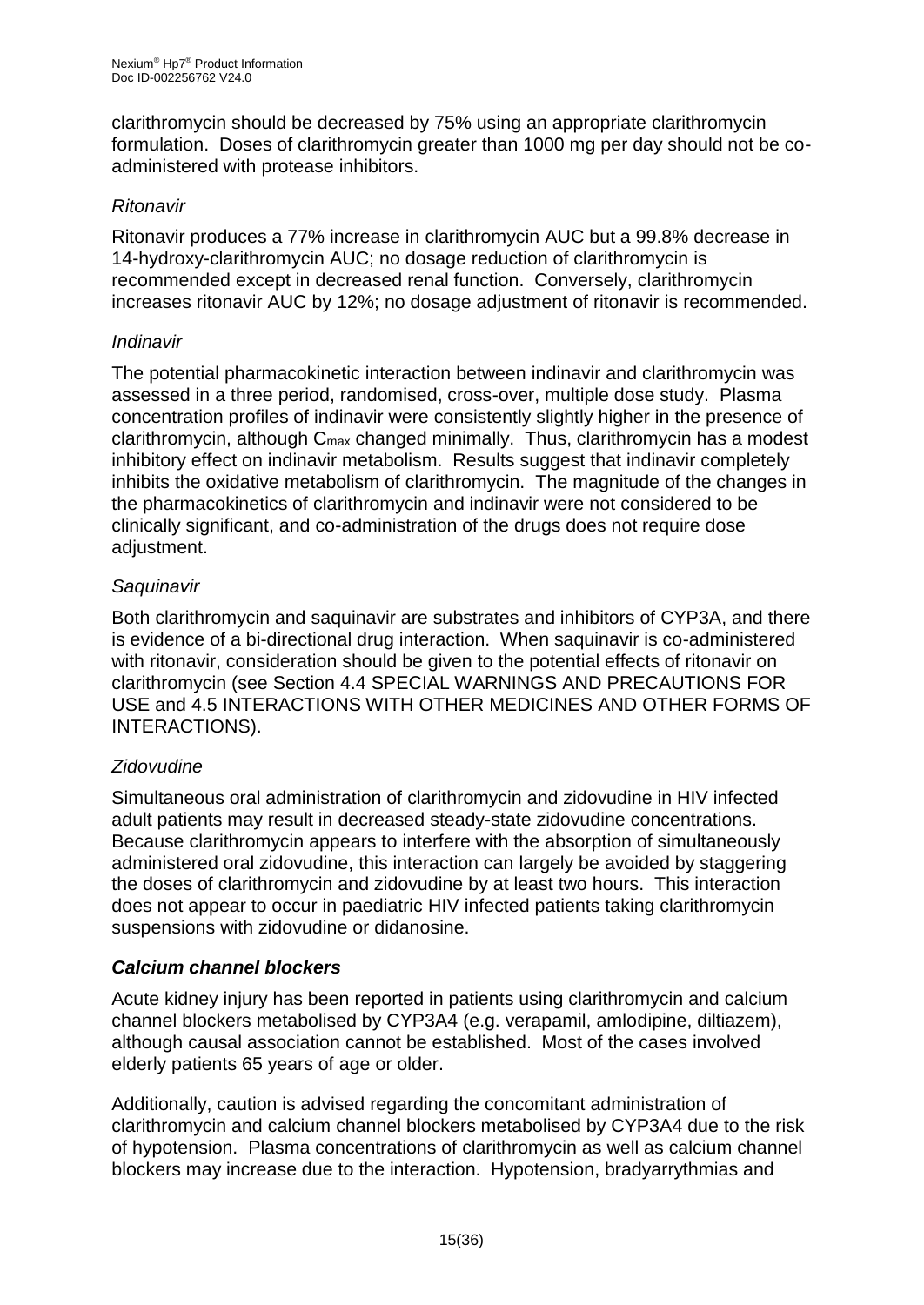clarithromycin should be decreased by 75% using an appropriate clarithromycin formulation. Doses of clarithromycin greater than 1000 mg per day should not be co-administered with protease inhibitors.

*Ritonavir*

Ritonavir produces a 77% increase in clarithromycin AUC but a 99.8% decrease in 14-hydroxy-clarithromycin AUC; no dosage reduction of clarithromycin is recommended except in decreased renal function. Conversely, clarithromycin increases ritonavir AUC by 12%; no dosage adjustment of ritonavir is recommended.

*Indinavir*

The potential pharmacokinetic interaction between indinavir and clarithromycin was assessed in a three period, randomised, cross-over, multiple dose study. Plasma concentration profiles of indinavir were consistently slightly higher in the presence of clarithromycin, although $C_{max}$ changed minimally. Thus, clarithromycin has a modest inhibitory effect on indinavir metabolism. Results suggest that indinavir completely inhibits the oxidative metabolism of clarithromycin. The magnitude of the changes in the pharmacokinetics of clarithromycin and indinavir were not considered to be clinically significant, and co-administration of the drugs does not require dose adjustment.

*Saquinavir*

Both clarithromycin and saquinavir are substrates and inhibitors of CYP3A, and there is evidence of a bi-directional drug interaction. When saquinavir is co-administered with ritonavir, consideration should be given to the potential effects of ritonavir on clarithromycin (see Section 4.4 SPECIAL WARNINGS AND PRECAUTIONS FOR USE and 4.5 INTERACTIONS WITH OTHER MEDICINES AND OTHER FORMS OF INTERACTIONS).

*Zidovudine*

Simultaneous oral administration of clarithromycin and zidovudine in HIV infected adult patients may result in decreased steady-state zidovudine concentrations. Because clarithromycin appears to interfere with the absorption of simultaneously administered oral zidovudine, this interaction can largely be avoided by staggering the doses of clarithromycin and zidovudine by at least two hours. This interaction does not appear to occur in paediatric HIV infected patients taking clarithromycin suspensions with zidovudine or didanosine.

***Calcium channel blockers***

Acute kidney injury has been reported in patients using clarithromycin and calcium channel blockers metabolised by CYP3A4 (e.g. verapamil, amlodipine, diltiazem), although causal association cannot be established. Most of the cases involved elderly patients 65 years of age or older.

Additionally, caution is advised regarding the concomitant administration of clarithromycin and calcium channel blockers metabolised by CYP3A4 due to the risk of hypotension. Plasma concentrations of clarithromycin as well as calcium channel blockers may increase due to the interaction. Hypotension, bradyarrythmias and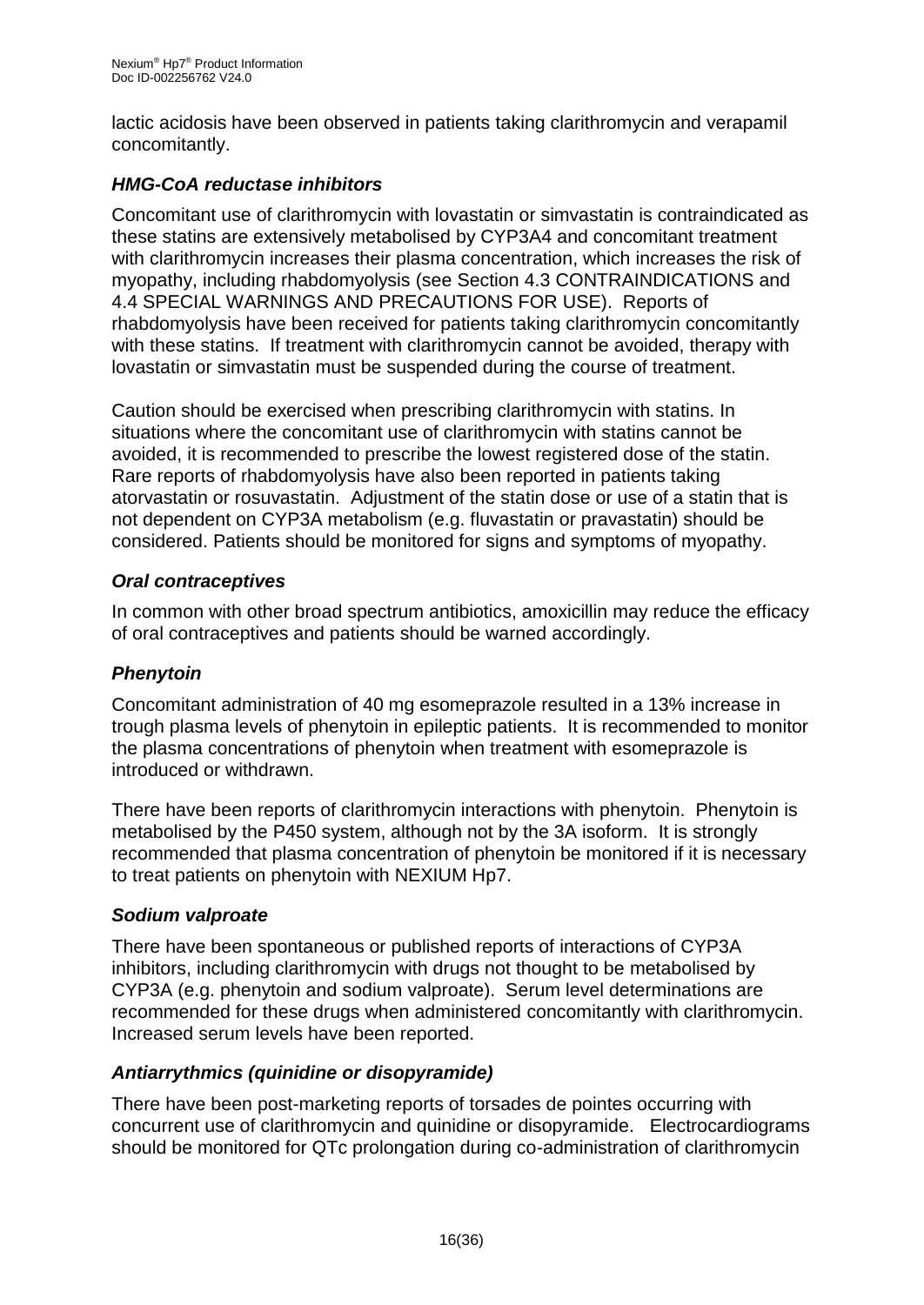lactic acidosis have been observed in patients taking clarithromycin and verapamil concomitantly.

### *HMG-CoA reductase inhibitors*

Concomitant use of clarithromycin with lovastatin or simvastatin is contraindicated as these statins are extensively metabolised by CYP3A4 and concomitant treatment with clarithromycin increases their plasma concentration, which increases the risk of myopathy, including rhabdomyolysis (see Section 4.3 CONTRAINDICATIONS and 4.4 SPECIAL WARNINGS AND PRECAUTIONS FOR USE). Reports of rhabdomyolysis have been received for patients taking clarithromycin concomitantly with these statins. If treatment with clarithromycin cannot be avoided, therapy with lovastatin or simvastatin must be suspended during the course of treatment.

Caution should be exercised when prescribing clarithromycin with statins. In situations where the concomitant use of clarithromycin with statins cannot be avoided, it is recommended to prescribe the lowest registered dose of the statin. Rare reports of rhabdomyolysis have also been reported in patients taking atorvastatin or rosuvastatin. Adjustment of the statin dose or use of a statin that is not dependent on CYP3A metabolism (e.g. fluvastatin or pravastatin) should be considered. Patients should be monitored for signs and symptoms of myopathy.

### *Oral contraceptives*

In common with other broad spectrum antibiotics, amoxicillin may reduce the efficacy of oral contraceptives and patients should be warned accordingly.

### *Phenytoin*

Concomitant administration of 40 mg esomeprazole resulted in a 13% increase in trough plasma levels of phenytoin in epileptic patients. It is recommended to monitor the plasma concentrations of phenytoin when treatment with esomeprazole is introduced or withdrawn.

There have been reports of clarithromycin interactions with phenytoin. Phenytoin is metabolised by the P450 system, although not by the 3A isoform. It is strongly recommended that plasma concentration of phenytoin be monitored if it is necessary to treat patients on phenytoin with NEXIUM Hp7.

### *Sodium valproate*

There have been spontaneous or published reports of interactions of CYP3A inhibitors, including clarithromycin with drugs not thought to be metabolised by CYP3A (e.g. phenytoin and sodium valproate). Serum level determinations are recommended for these drugs when administered concomitantly with clarithromycin. Increased serum levels have been reported.

### *Antiarrythmics (quinidine or disopyramide)*

There have been post-marketing reports of torsades de pointes occurring with concurrent use of clarithromycin and quinidine or disopyramide. Electrocardiograms should be monitored for QTc prolongation during co-administration of clarithromycin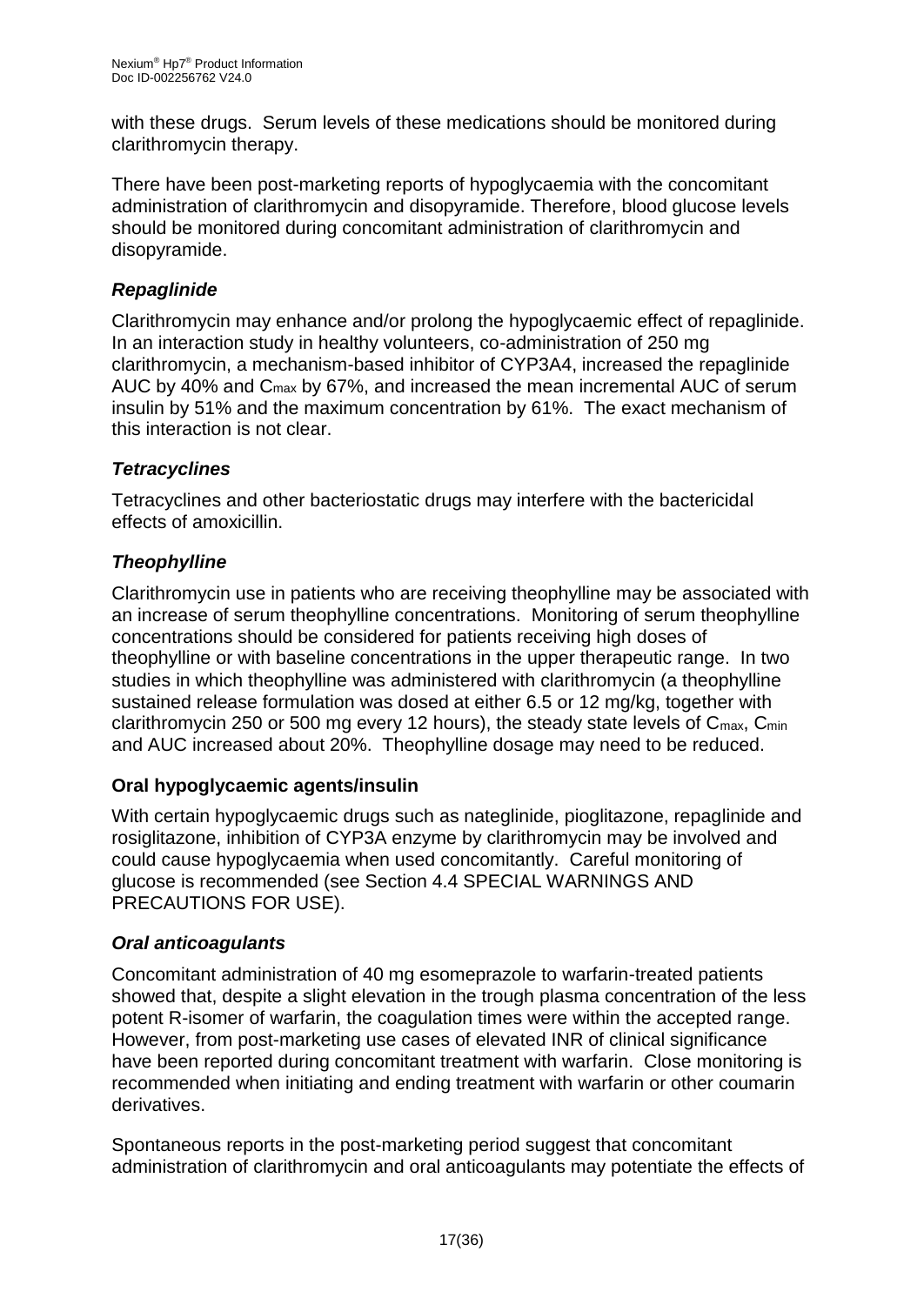with these drugs. Serum levels of these medications should be monitored during clarithromycin therapy.

There have been post-marketing reports of hypoglycaemia with the concomitant administration of clarithromycin and disopyramide. Therefore, blood glucose levels should be monitored during concomitant administration of clarithromycin and disopyramide.

### *Repaglinide*

Clarithromycin may enhance and/or prolong the hypoglycaemic effect of repaglinide. In an interaction study in healthy volunteers, co-administration of 250 mg clarithromycin, a mechanism-based inhibitor of CYP3A4, increased the repaglinide AUC by 40% and $C_{max}$ by 67%, and increased the mean incremental AUC of serum insulin by 51% and the maximum concentration by 61%. The exact mechanism of this interaction is not clear.

### *Tetracyclines*

Tetracyclines and other bacteriostatic drugs may interfere with the bactericidal effects of amoxicillin.

### *Theophylline*

Clarithromycin use in patients who are receiving theophylline may be associated with an increase of serum theophylline concentrations. Monitoring of serum theophylline concentrations should be considered for patients receiving high doses of theophylline or with baseline concentrations in the upper therapeutic range. In two studies in which theophylline was administered with clarithromycin (a theophylline sustained release formulation was dosed at either 6.5 or 12 mg/kg, together with clarithromycin 250 or 500 mg every 12 hours), the steady state levels of $C_{max}$, $C_{min}$ and AUC increased about 20%. Theophylline dosage may need to be reduced.

### **Oral hypoglycaemic agents/insulin**

With certain hypoglycaemic drugs such as nateglinide, pioglitazone, repaglinide and rosiglitazone, inhibition of CYP3A enzyme by clarithromycin may be involved and could cause hypoglycaemia when used concomitantly. Careful monitoring of glucose is recommended (see Section 4.4 SPECIAL WARNINGS AND PRECAUTIONS FOR USE).

### *Oral anticoagulants*

Concomitant administration of 40 mg esomeprazole to warfarin-treated patients showed that, despite a slight elevation in the trough plasma concentration of the less potent R-isomer of warfarin, the coagulation times were within the accepted range. However, from post-marketing use cases of elevated INR of clinical significance have been reported during concomitant treatment with warfarin. Close monitoring is recommended when initiating and ending treatment with warfarin or other coumarin derivatives.

Spontaneous reports in the post-marketing period suggest that concomitant administration of clarithromycin and oral anticoagulants may potentiate the effects of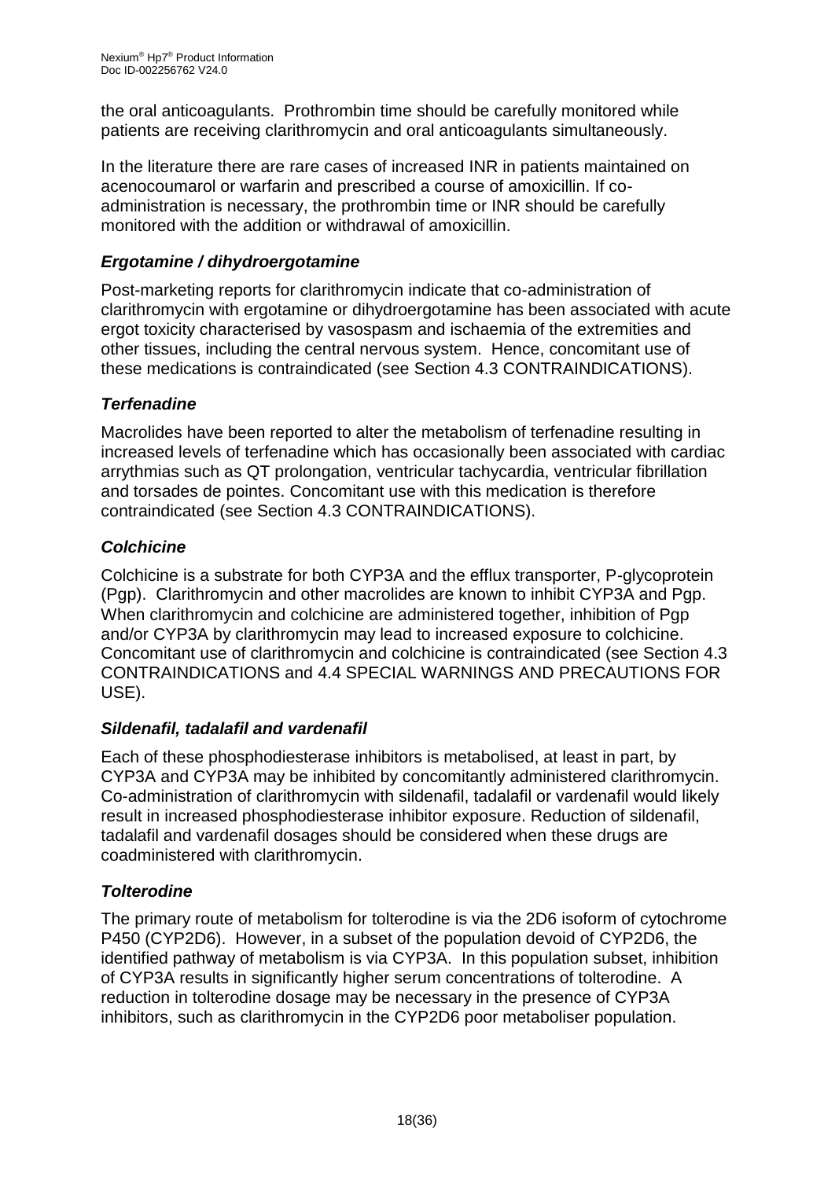the oral anticoagulants. Prothrombin time should be carefully monitored while patients are receiving clarithromycin and oral anticoagulants simultaneously.

In the literature there are rare cases of increased INR in patients maintained on acenocoumarol or warfarin and prescribed a course of amoxicillin. If co-administration is necessary, the prothrombin time or INR should be carefully monitored with the addition or withdrawal of amoxicillin.

### *Ergotamine / dihydroergotamine*

Post-marketing reports for clarithromycin indicate that co-administration of clarithromycin with ergotamine or dihydroergotamine has been associated with acute ergot toxicity characterised by vasospasm and ischaemia of the extremities and other tissues, including the central nervous system. Hence, concomitant use of these medications is contraindicated (see Section 4.3 CONTRAINDICATIONS).

### *Terfenadine*

Macrolides have been reported to alter the metabolism of terfenadine resulting in increased levels of terfenadine which has occasionally been associated with cardiac arrythmias such as QT prolongation, ventricular tachycardia, ventricular fibrillation and torsades de pointes. Concomitant use with this medication is therefore contraindicated (see Section 4.3 CONTRAINDICATIONS).

### *Colchicine*

Colchicine is a substrate for both CYP3A and the efflux transporter, P-glycoprotein (Pgp). Clarithromycin and other macrolides are known to inhibit CYP3A and Pgp. When clarithromycin and colchicine are administered together, inhibition of Pgp and/or CYP3A by clarithromycin may lead to increased exposure to colchicine. Concomitant use of clarithromycin and colchicine is contraindicated (see Section 4.3 CONTRAINDICATIONS and 4.4 SPECIAL WARNINGS AND PRECAUTIONS FOR USE).

### *Sildenafil, tadalafil and vardenafil*

Each of these phosphodiesterase inhibitors is metabolised, at least in part, by CYP3A and CYP3A may be inhibited by concomitantly administered clarithromycin. Co-administration of clarithromycin with sildenafil, tadalafil or vardenafil would likely result in increased phosphodiesterase inhibitor exposure. Reduction of sildenafil, tadalafil and vardenafil dosages should be considered when these drugs are coadministered with clarithromycin.

### *Tolterodine*

The primary route of metabolism for tolterodine is via the 2D6 isoform of cytochrome P450 (CYP2D6). However, in a subset of the population devoid of CYP2D6, the identified pathway of metabolism is via CYP3A. In this population subset, inhibition of CYP3A results in significantly higher serum concentrations of tolterodine. A reduction in tolterodine dosage may be necessary in the presence of CYP3A inhibitors, such as clarithromycin in the CYP2D6 poor metaboliser population.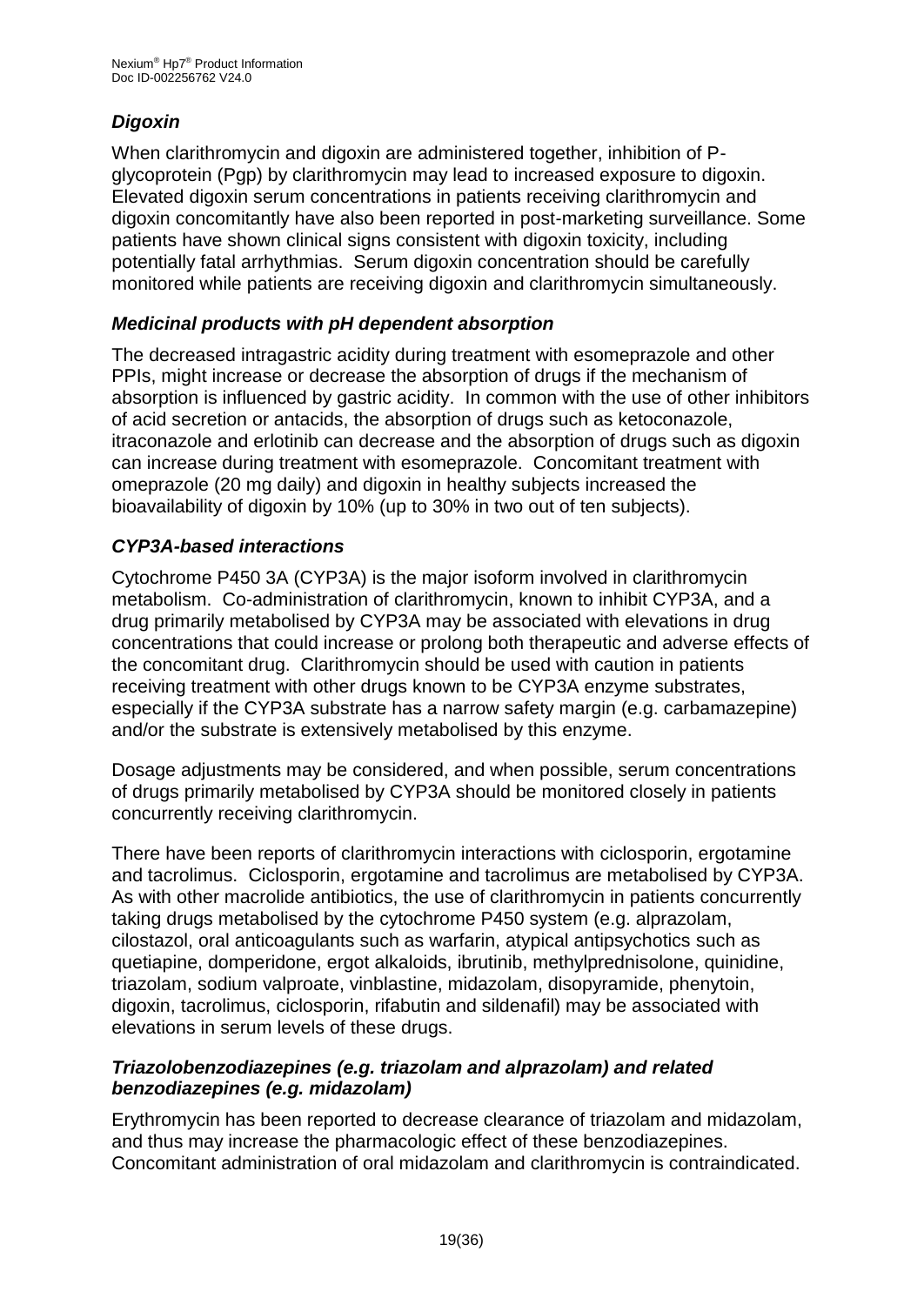### *Digoxin*

When clarithromycin and digoxin are administered together, inhibition of P-glycoprotein (Pgp) by clarithromycin may lead to increased exposure to digoxin. Elevated digoxin serum concentrations in patients receiving clarithromycin and digoxin concomitantly have also been reported in post-marketing surveillance. Some patients have shown clinical signs consistent with digoxin toxicity, including potentially fatal arrhythmias. Serum digoxin concentration should be carefully monitored while patients are receiving digoxin and clarithromycin simultaneously.

### *Medicinal products with pH dependent absorption*

The decreased intragastric acidity during treatment with esomeprazole and other PPIs, might increase or decrease the absorption of drugs if the mechanism of absorption is influenced by gastric acidity. In common with the use of other inhibitors of acid secretion or antacids, the absorption of drugs such as ketoconazole, itraconazole and erlotinib can decrease and the absorption of drugs such as digoxin can increase during treatment with esomeprazole. Concomitant treatment with omeprazole (20 mg daily) and digoxin in healthy subjects increased the bioavailability of digoxin by 10% (up to 30% in two out of ten subjects).

### *CYP3A-based interactions*

Cytochrome P450 3A (CYP3A) is the major isoform involved in clarithromycin metabolism. Co-administration of clarithromycin, known to inhibit CYP3A, and a drug primarily metabolised by CYP3A may be associated with elevations in drug concentrations that could increase or prolong both therapeutic and adverse effects of the concomitant drug. Clarithromycin should be used with caution in patients receiving treatment with other drugs known to be CYP3A enzyme substrates, especially if the CYP3A substrate has a narrow safety margin (e.g. carbamazepine) and/or the substrate is extensively metabolised by this enzyme.

Dosage adjustments may be considered, and when possible, serum concentrations of drugs primarily metabolised by CYP3A should be monitored closely in patients concurrently receiving clarithromycin.

There have been reports of clarithromycin interactions with ciclosporin, ergotamine and tacrolimus. Ciclosporin, ergotamine and tacrolimus are metabolised by CYP3A. As with other macrolide antibiotics, the use of clarithromycin in patients concurrently taking drugs metabolised by the cytochrome P450 system (e.g. alprazolam, cilostazol, oral anticoagulants such as warfarin, atypical antipsychotics such as quetiapine, domperidone, ergot alkaloids, ibrutinib, methylprednisolone, quinidine, triazolam, sodium valproate, vinblastine, midazolam, disopyramide, phenytoin, digoxin, tacrolimus, ciclosporin, rifabutin and sildenafil) may be associated with elevations in serum levels of these drugs.

### *Triazolobenzodiazepines (e.g. triazolam and alprazolam) and related benzodiazepines (e.g. midazolam)*

Erythromycin has been reported to decrease clearance of triazolam and midazolam, and thus may increase the pharmacologic effect of these benzodiazepines. Concomitant administration of oral midazolam and clarithromycin is contraindicated.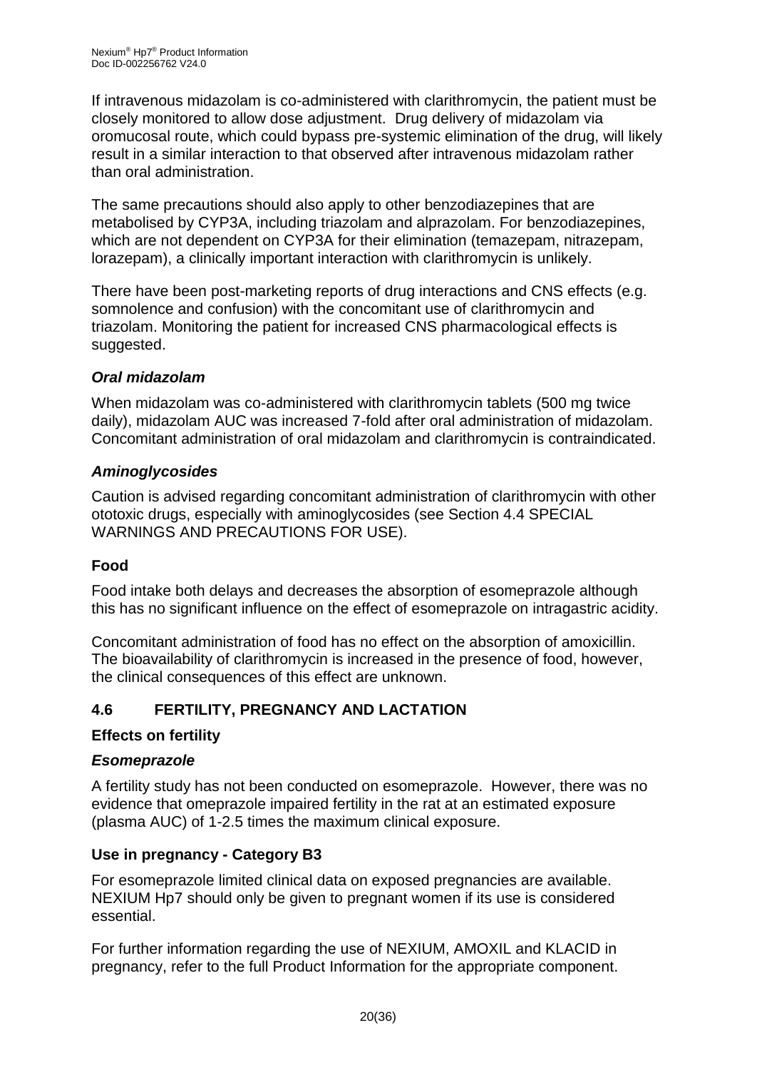If intravenous midazolam is co-administered with clarithromycin, the patient must be closely monitored to allow dose adjustment. Drug delivery of midazolam via oromucosal route, which could bypass pre-systemic elimination of the drug, will likely result in a similar interaction to that observed after intravenous midazolam rather than oral administration.

The same precautions should also apply to other benzodiazepines that are metabolised by CYP3A, including triazolam and alprazolam. For benzodiazepines, which are not dependent on CYP3A for their elimination (temazepam, nitrazepam, lorazepam), a clinically important interaction with clarithromycin is unlikely.

There have been post-marketing reports of drug interactions and CNS effects (e.g. somnolence and confusion) with the concomitant use of clarithromycin and triazolam. Monitoring the patient for increased CNS pharmacological effects is suggested.

#### *Oral midazolam*

When midazolam was co-administered with clarithromycin tablets (500 mg twice daily), midazolam AUC was increased 7-fold after oral administration of midazolam. Concomitant administration of oral midazolam and clarithromycin is contraindicated.

#### *Aminoglycosides*

Caution is advised regarding concomitant administration of clarithromycin with other ototoxic drugs, especially with aminoglycosides (see Section 4.4 SPECIAL WARNINGS AND PRECAUTIONS FOR USE).

### Food

Food intake both delays and decreases the absorption of esomeprazole although this has no significant influence on the effect of esomeprazole on intragastric acidity.

Concomitant administration of food has no effect on the absorption of amoxicillin. The bioavailability of clarithromycin is increased in the presence of food, however, the clinical consequences of this effect are unknown.

## 4.6 FERTILITY, PREGNANCY AND LACTATION

### Effects on fertility

#### *Esomeprazole*

A fertility study has not been conducted on esomeprazole. However, there was no evidence that omeprazole impaired fertility in the rat at an estimated exposure (plasma AUC) of 1-2.5 times the maximum clinical exposure.

### Use in pregnancy - Category B3

For esomeprazole limited clinical data on exposed pregnancies are available. NEXIUM Hp7 should only be given to pregnant women if its use is considered essential.

For further information regarding the use of NEXIUM, AMOXIL and KLACID in pregnancy, refer to the full Product Information for the appropriate component.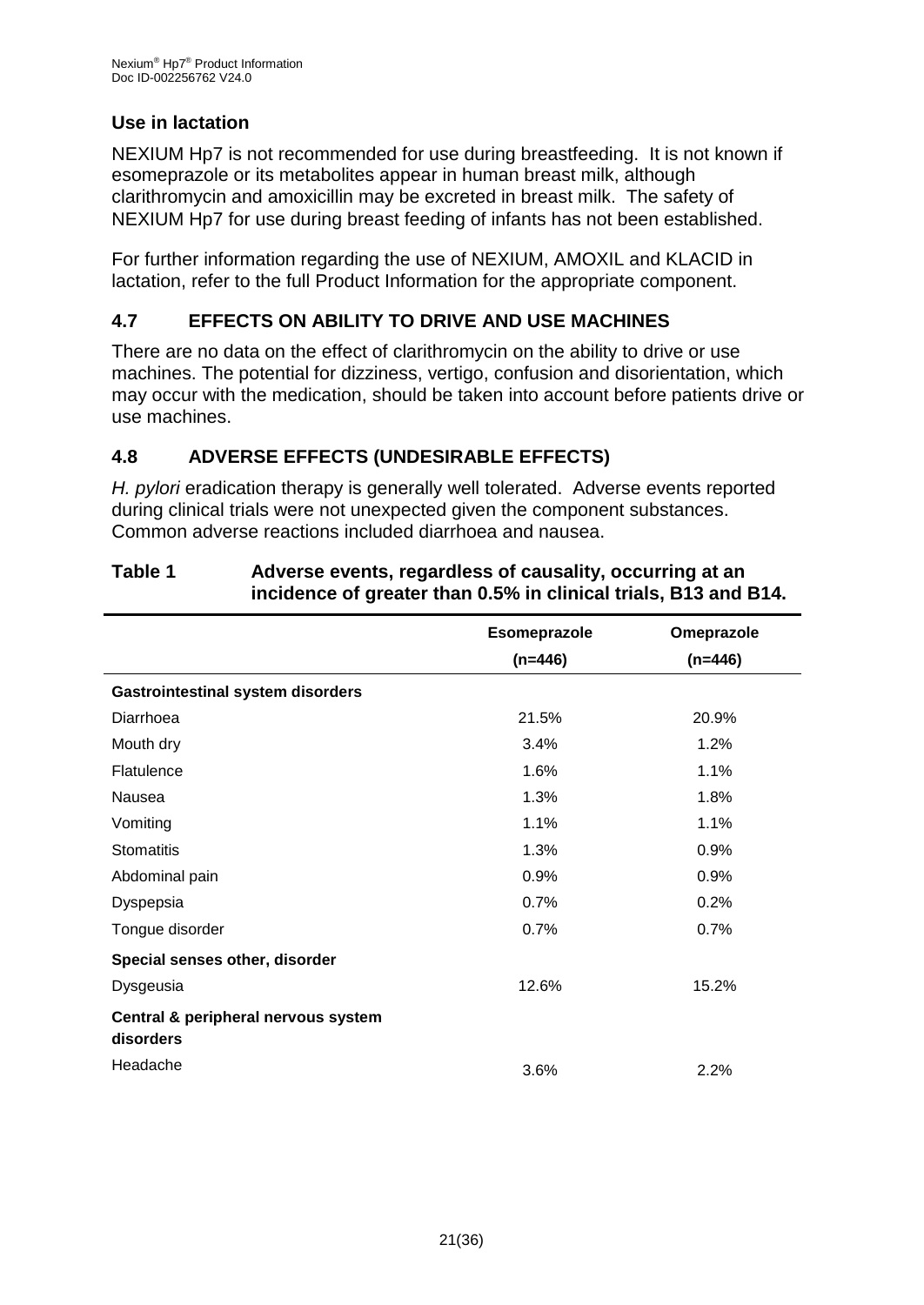### Use in lactation

NEXIUM Hp7 is not recommended for use during breastfeeding. It is not known if esomeprazole or its metabolites appear in human breast milk, although clarithromycin and amoxicillin may be excreted in breast milk. The safety of NEXIUM Hp7 for use during breast feeding of infants has not been established.

For further information regarding the use of NEXIUM, AMOXIL and KLACID in lactation, refer to the full Product Information for the appropriate component.

## 4.7 EFFECTS ON ABILITY TO DRIVE AND USE MACHINES

There are no data on the effect of clarithromycin on the ability to drive or use machines. The potential for dizziness, vertigo, confusion and disorientation, which may occur with the medication, should be taken into account before patients drive or use machines.

## 4.8 ADVERSE EFFECTS (UNDESIRABLE EFFECTS)

*H. pylori* eradication therapy is generally well tolerated. Adverse events reported during clinical trials were not unexpected given the component substances. Common adverse reactions included diarrhoea and nausea.

**Table 1 Adverse events, regardless of causality, occurring at an incidence of greater than 0.5% in clinical trials, B13 and B14.**

| | Esomeprazole (n=446) | Omeprazole (n=446) |
|---|---|---|
| **Gastrointestinal system disorders** | | |
| Diarrhoea | 21.5% | 20.9% |
| Mouth dry | 3.4% | 1.2% |
| Flatulence | 1.6% | 1.1% |
| Nausea | 1.3% | 1.8% |
| Vomiting | 1.1% | 1.1% |
| Stomatitis | 1.3% | 0.9% |
| Abdominal pain | 0.9% | 0.9% |
| Dyspepsia | 0.7% | 0.2% |
| Tongue disorder | 0.7% | 0.7% |
| **Special senses other, disorder** | | |
| Dysgeusia | 12.6% | 15.2% |
| **Central & peripheral nervous system disorders** | | |
| Headache | 3.6% | 2.2% |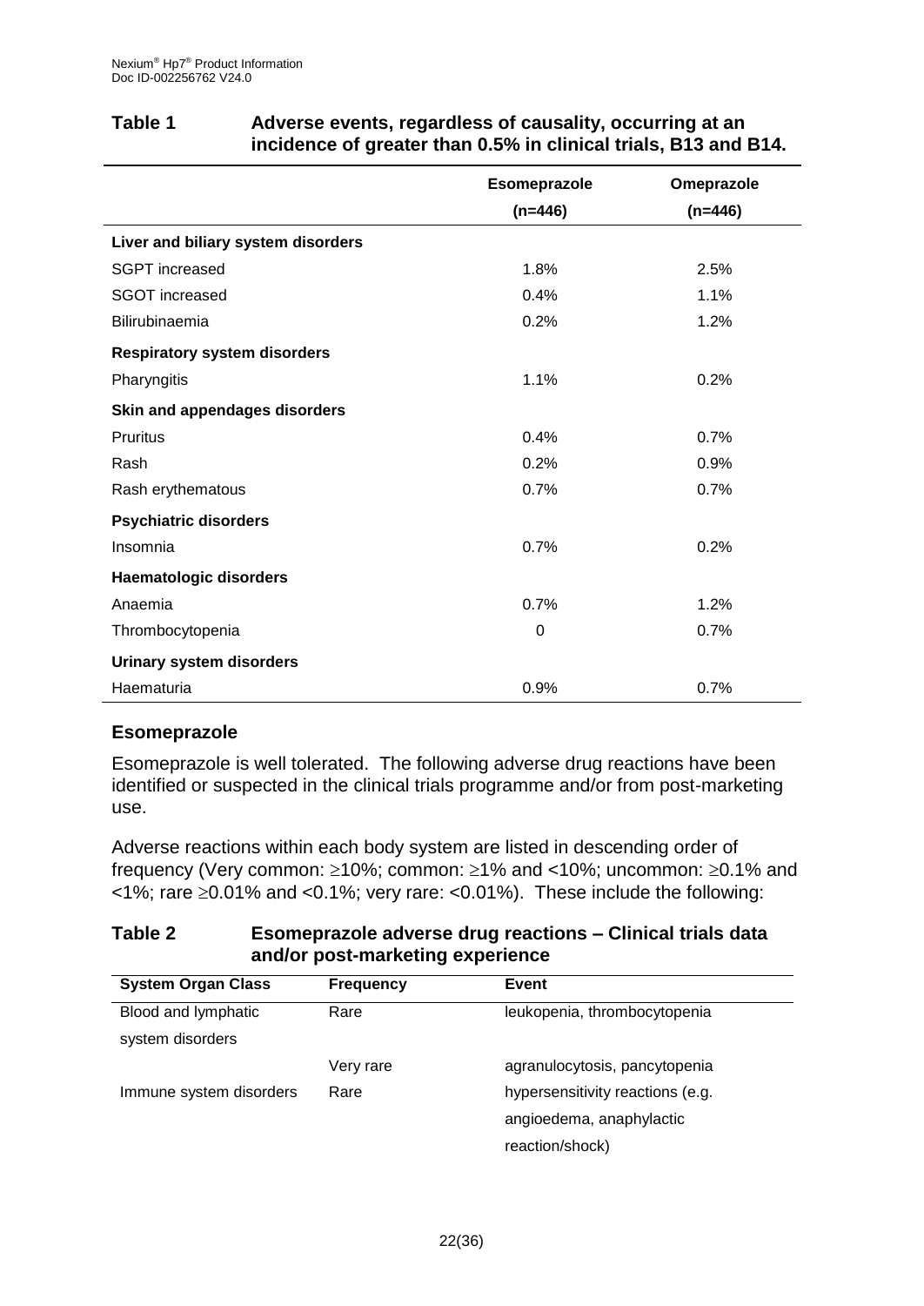**Table 1 Adverse events, regardless of causality, occurring at an incidence of greater than 0.5% in clinical trials, B13 and B14.**

| | Esomeprazole (n=446) | Omeprazole (n=446) |
|---|---|---|
| **Liver and biliary system disorders** | | |
| SGPT increased | 1.8% | 2.5% |
| SGOT increased | 0.4% | 1.1% |
| Bilirubinaemia | 0.2% | 1.2% |
| **Respiratory system disorders** | | |
| Pharyngitis | 1.1% | 0.2% |
| **Skin and appendages disorders** | | |
| Pruritus | 0.4% | 0.7% |
| Rash | 0.2% | 0.9% |
| Rash erythematous | 0.7% | 0.7% |
| **Psychiatric disorders** | | |
| Insomnia | 0.7% | 0.2% |
| **Haematologic disorders** | | |
| Anaemia | 0.7% | 1.2% |
| Thrombocytopenia | 0 | 0.7% |
| **Urinary system disorders** | | |
| Haematuria | 0.9% | 0.7% |

## Esomeprazole

Esomeprazole is well tolerated. The following adverse drug reactions have been identified or suspected in the clinical trials programme and/or from post-marketing use.

Adverse reactions within each body system are listed in descending order of frequency (Very common: ≥10%; common: ≥1% and <10%; uncommon: ≥0.1% and <1%; rare ≥0.01% and <0.1%; very rare: <0.01%). These include the following:

**Table 2 Esomeprazole adverse drug reactions – Clinical trials data and/or post-marketing experience**

| System Organ Class | Frequency | Event |
|---|---|---|
| Blood and lymphatic system disorders | Rare | leukopenia, thrombocytopenia |
| | Very rare | agranulocytosis, pancytopenia |
| Immune system disorders | Rare | hypersensitivity reactions (e.g. angioedema, anaphylactic reaction/shock) |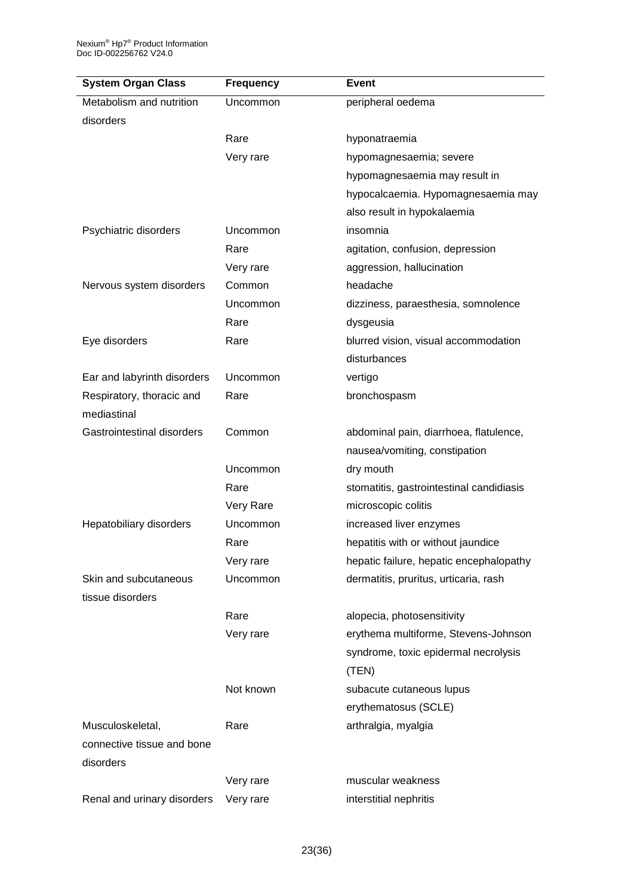| System Organ Class | Frequency | Event |
|---|---|---|
| Metabolism and nutrition disorders | Uncommon | peripheral oedema |
| | Rare | hyponatraemia |
| | Very rare | hypomagnesaemia; severe hypomagnesaemia may result in hypocalcaemia. Hypomagnesaemia may also result in hypokalaemia |
| Psychiatric disorders | Uncommon | insomnia |
| | Rare | agitation, confusion, depression |
| | Very rare | aggression, hallucination |
| Nervous system disorders | Common | headache |
| | Uncommon | dizziness, paraesthesia, somnolence |
| | Rare | dysgeusia |
| Eye disorders | Rare | blurred vision, visual accommodation disturbances |
| Ear and labyrinth disorders | Uncommon | vertigo |
| Respiratory, thoracic and mediastinal | Rare | bronchospasm |
| Gastrointestinal disorders | Common | abdominal pain, diarrhoea, flatulence, nausea/vomiting, constipation |
| | Uncommon | dry mouth |
| | Rare | stomatitis, gastrointestinal candidiasis |
| | Very Rare | microscopic colitis |
| Hepatobiliary disorders | Uncommon | increased liver enzymes |
| | Rare | hepatitis with or without jaundice |
| | Very rare | hepatic failure, hepatic encephalopathy |
| Skin and subcutaneous tissue disorders | Uncommon | dermatitis, pruritus, urticaria, rash |
| | Rare | alopecia, photosensitivity |
| | Very rare | erythema multiforme, Stevens-Johnson syndrome, toxic epidermal necrolysis (TEN) |
| | Not known | subacute cutaneous lupus erythematosus (SCLE) |
| Musculoskeletal, connective tissue and bone disorders | Rare | arthralgia, myalgia |
| | Very rare | muscular weakness |
| Renal and urinary disorders | Very rare | interstitial nephritis |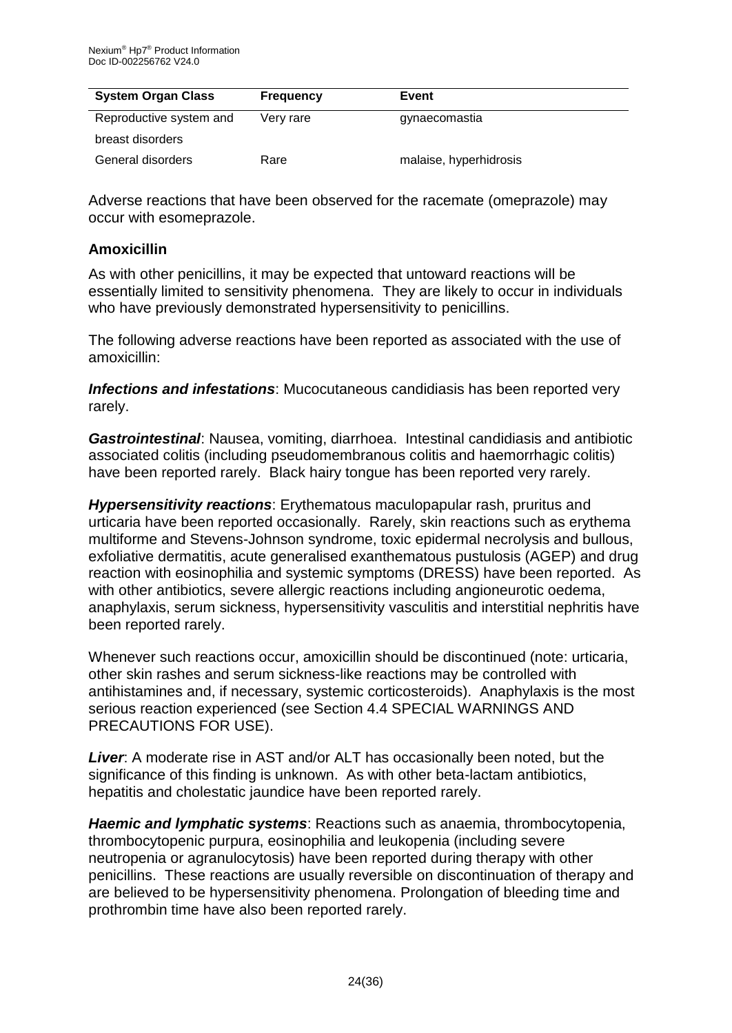| System Organ Class | Frequency | Event |
| --- | --- | --- |
| Reproductive system and breast disorders | Very rare | gynaecomastia |
| General disorders | Rare | malaise, hyperhidrosis |

Adverse reactions that have been observed for the racemate (omeprazole) may occur with esomeprazole.

### Amoxicillin

As with other penicillins, it may be expected that untoward reactions will be essentially limited to sensitivity phenomena. They are likely to occur in individuals who have previously demonstrated hypersensitivity to penicillins.

The following adverse reactions have been reported as associated with the use of amoxicillin:

***Infections and infestations***: Mucocutaneous candidiasis has been reported very rarely.

***Gastrointestinal***: Nausea, vomiting, diarrhoea. Intestinal candidiasis and antibiotic associated colitis (including pseudomembranous colitis and haemorrhagic colitis) have been reported rarely. Black hairy tongue has been reported very rarely.

***Hypersensitivity reactions***: Erythematous maculopapular rash, pruritus and urticaria have been reported occasionally. Rarely, skin reactions such as erythema multiforme and Stevens-Johnson syndrome, toxic epidermal necrolysis and bullous, exfoliative dermatitis, acute generalised exanthematous pustulosis (AGEP) and drug reaction with eosinophilia and systemic symptoms (DRESS) have been reported. As with other antibiotics, severe allergic reactions including angioneurotic oedema, anaphylaxis, serum sickness, hypersensitivity vasculitis and interstitial nephritis have been reported rarely.

Whenever such reactions occur, amoxicillin should be discontinued (note: urticaria, other skin rashes and serum sickness-like reactions may be controlled with antihistamines and, if necessary, systemic corticosteroids). Anaphylaxis is the most serious reaction experienced (see Section 4.4 SPECIAL WARNINGS AND PRECAUTIONS FOR USE).

***Liver***: A moderate rise in AST and/or ALT has occasionally been noted, but the significance of this finding is unknown. As with other beta-lactam antibiotics, hepatitis and cholestatic jaundice have been reported rarely.

***Haemic and lymphatic systems***: Reactions such as anaemia, thrombocytopenia, thrombocytopenic purpura, eosinophilia and leukopenia (including severe neutropenia or agranulocytosis) have been reported during therapy with other penicillins. These reactions are usually reversible on discontinuation of therapy and are believed to be hypersensitivity phenomena. Prolongation of bleeding time and prothrombin time have also been reported rarely.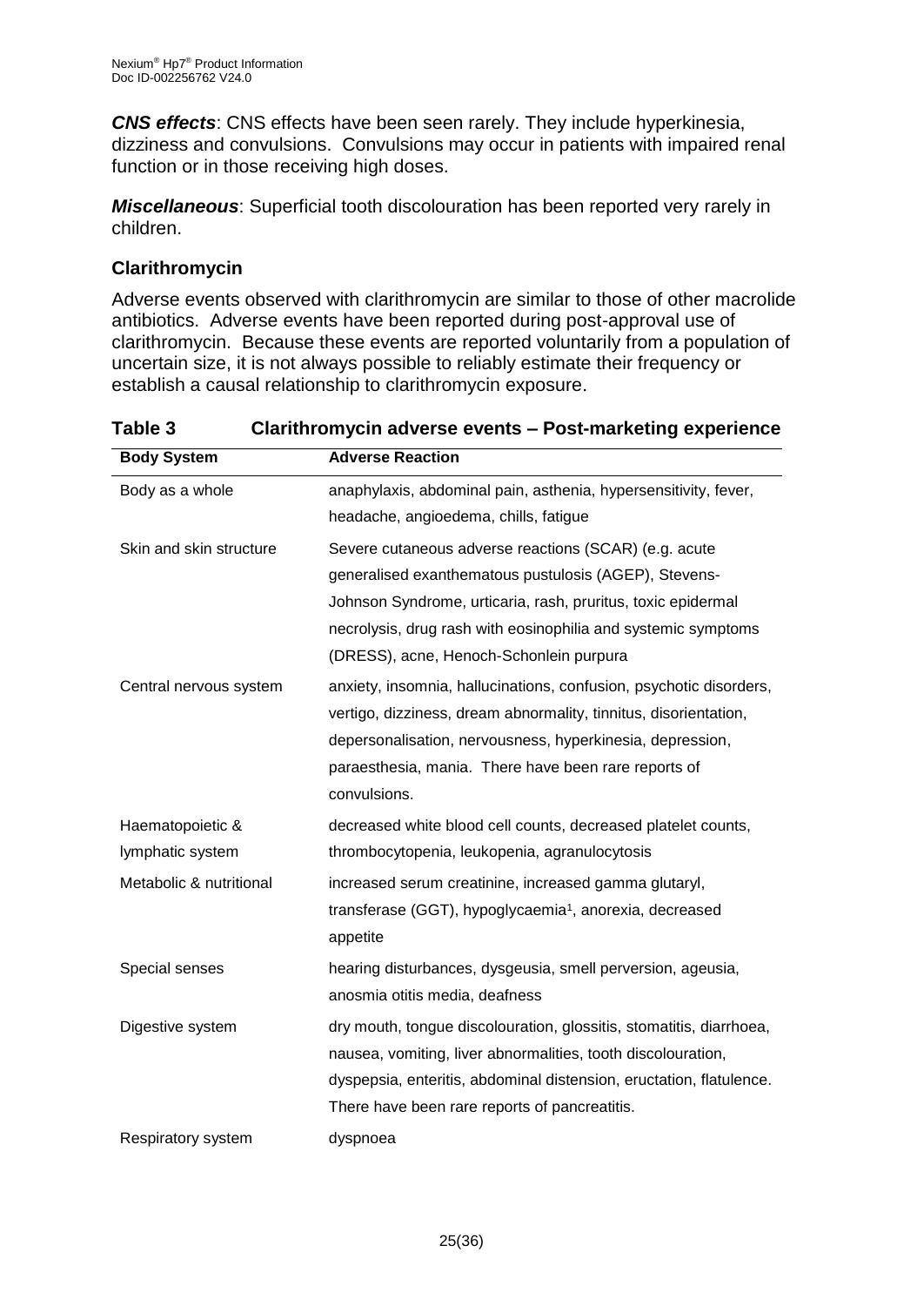***CNS effects***: CNS effects have been seen rarely. They include hyperkinesia, dizziness and convulsions. Convulsions may occur in patients with impaired renal function or in those receiving high doses.

***Miscellaneous***: Superficial tooth discolouration has been reported very rarely in children.

### Clarithromycin

Adverse events observed with clarithromycin are similar to those of other macrolide antibiotics. Adverse events have been reported during post-approval use of clarithromycin. Because these events are reported voluntarily from a population of uncertain size, it is not always possible to reliably estimate their frequency or establish a causal relationship to clarithromycin exposure.

**Table 3 Clarithromycin adverse events – Post-marketing experience**

| Body System | Adverse Reaction |
|---|---|
| Body as a whole | anaphylaxis, abdominal pain, asthenia, hypersensitivity, fever, headache, angioedema, chills, fatigue |
| Skin and skin structure | Severe cutaneous adverse reactions (SCAR) (e.g. acute generalised exanthematous pustulosis (AGEP), Stevens-Johnson Syndrome, urticaria, rash, pruritus, toxic epidermal necrolysis, drug rash with eosinophilia and systemic symptoms (DRESS), acne, Henoch-Schonlein purpura |
| Central nervous system | anxiety, insomnia, hallucinations, confusion, psychotic disorders, vertigo, dizziness, dream abnormality, tinnitus, disorientation, depersonalisation, nervousness, hyperkinesia, depression, paraesthesia, mania. There have been rare reports of convulsions. |
| Haematopoietic & lymphatic system | decreased white blood cell counts, decreased platelet counts, thrombocytopenia, leukopenia, agranulocytosis |
| Metabolic & nutritional | increased serum creatinine, increased gamma glutaryl, transferase (GGT), hypoglycaemia[1], anorexia, decreased appetite |
| Special senses | hearing disturbances, dysgeusia, smell perversion, ageusia, anosmia otitis media, deafness |
| Digestive system | dry mouth, tongue discolouration, glossitis, stomatitis, diarrhoea, nausea, vomiting, liver abnormalities, tooth discolouration, dyspepsia, enteritis, abdominal distension, eructation, flatulence. There have been rare reports of pancreatitis. |
| Respiratory system | dyspnoea |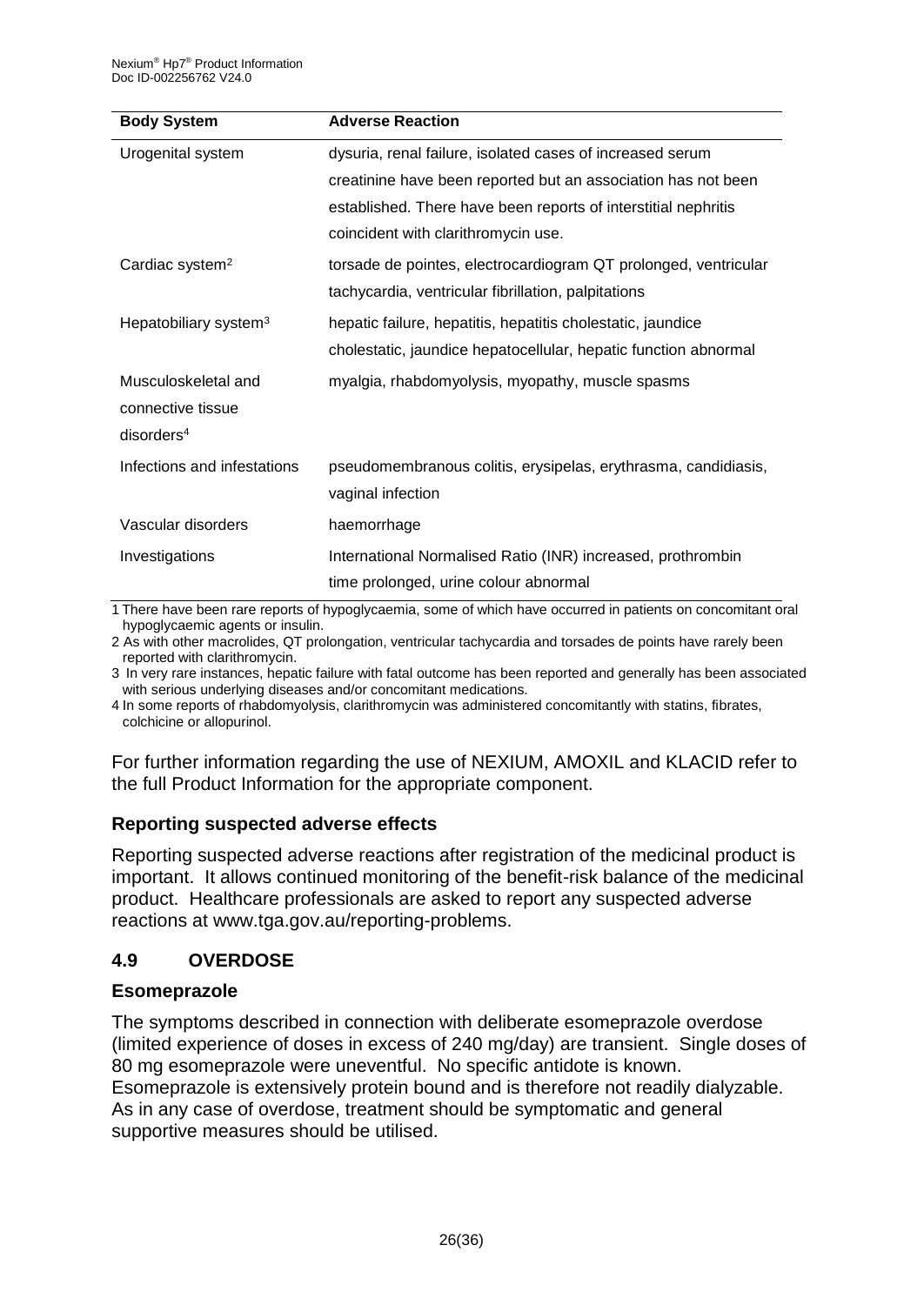| Body System | Adverse Reaction |
| --- | --- |
| Urogenital system | dysuria, renal failure, isolated cases of increased serum creatinine have been reported but an association has not been established. There have been reports of interstitial nephritis coincident with clarithromycin use. |
| Cardiac system[2] | torsade de pointes, electrocardiogram QT prolonged, ventricular tachycardia, ventricular fibrillation, palpitations |
| Hepatobiliary system[3] | hepatic failure, hepatitis, hepatitis cholestatic, jaundice cholestatic, jaundice hepatocellular, hepatic function abnormal |
| Musculoskeletal and connective tissue disorders[4] | myalgia, rhabdomyolysis, myopathy, muscle spasms |
| Infections and infestations | pseudomembranous colitis, erysipelas, erythrasma, candidiasis, vaginal infection |
| Vascular disorders | haemorrhage |
| Investigations | International Normalised Ratio (INR) increased, prothrombin time prolonged, urine colour abnormal |

1 There have been rare reports of hypoglycaemia, some of which have occurred in patients on concomitant oral hypoglycaemic agents or insulin.

2 As with other macrolides, QT prolongation, ventricular tachycardia and torsades de points have rarely been reported with clarithromycin.

3 In very rare instances, hepatic failure with fatal outcome has been reported and generally has been associated with serious underlying diseases and/or concomitant medications.

4 In some reports of rhabdomyolysis, clarithromycin was administered concomitantly with statins, fibrates, colchicine or allopurinol.

For further information regarding the use of NEXIUM, AMOXIL and KLACID refer to the full Product Information for the appropriate component.

### Reporting suspected adverse effects

Reporting suspected adverse reactions after registration of the medicinal product is important. It allows continued monitoring of the benefit-risk balance of the medicinal product. Healthcare professionals are asked to report any suspected adverse reactions at www.tga.gov.au/reporting-problems.

## 4.9 OVERDOSE

### Esomeprazole

The symptoms described in connection with deliberate esomeprazole overdose (limited experience of doses in excess of 240 mg/day) are transient. Single doses of 80 mg esomeprazole were uneventful. No specific antidote is known. Esomeprazole is extensively protein bound and is therefore not readily dialyzable. As in any case of overdose, treatment should be symptomatic and general supportive measures should be utilised.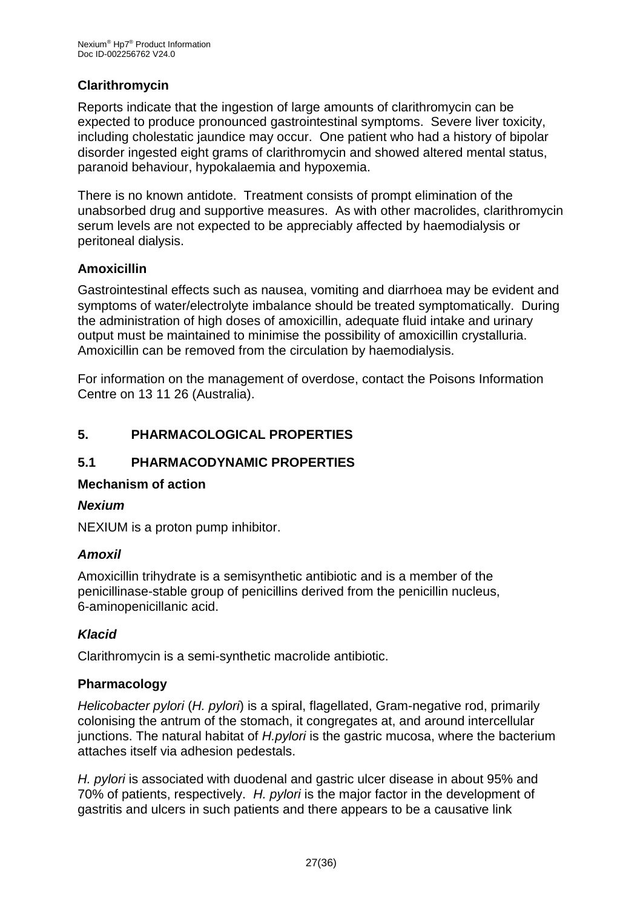### Clarithromycin

Reports indicate that the ingestion of large amounts of clarithromycin can be expected to produce pronounced gastrointestinal symptoms. Severe liver toxicity, including cholestatic jaundice may occur. One patient who had a history of bipolar disorder ingested eight grams of clarithromycin and showed altered mental status, paranoid behaviour, hypokalaemia and hypoxemia.

There is no known antidote. Treatment consists of prompt elimination of the unabsorbed drug and supportive measures. As with other macrolides, clarithromycin serum levels are not expected to be appreciably affected by haemodialysis or peritoneal dialysis.

### Amoxicillin

Gastrointestinal effects such as nausea, vomiting and diarrhoea may be evident and symptoms of water/electrolyte imbalance should be treated symptomatically. During the administration of high doses of amoxicillin, adequate fluid intake and urinary output must be maintained to minimise the possibility of amoxicillin crystalluria. Amoxicillin can be removed from the circulation by haemodialysis.

For information on the management of overdose, contact the Poisons Information Centre on 13 11 26 (Australia).

## 5. PHARMACOLOGICAL PROPERTIES

## 5.1 PHARMACODYNAMIC PROPERTIES

### Mechanism of action

#### *Nexium*

NEXIUM is a proton pump inhibitor.

#### *Amoxil*

Amoxicillin trihydrate is a semisynthetic antibiotic and is a member of the penicillinase-stable group of penicillins derived from the penicillin nucleus, 6-aminopenicillanic acid.

#### *Klacid*

Clarithromycin is a semi-synthetic macrolide antibiotic.

### Pharmacology

*Helicobacter pylori* (*H. pylori*) is a spiral, flagellated, Gram-negative rod, primarily colonising the antrum of the stomach, it congregates at, and around intercellular junctions. The natural habitat of *H.pylori* is the gastric mucosa, where the bacterium attaches itself via adhesion pedestals.

*H. pylori* is associated with duodenal and gastric ulcer disease in about 95% and 70% of patients, respectively. *H. pylori* is the major factor in the development of gastritis and ulcers in such patients and there appears to be a causative link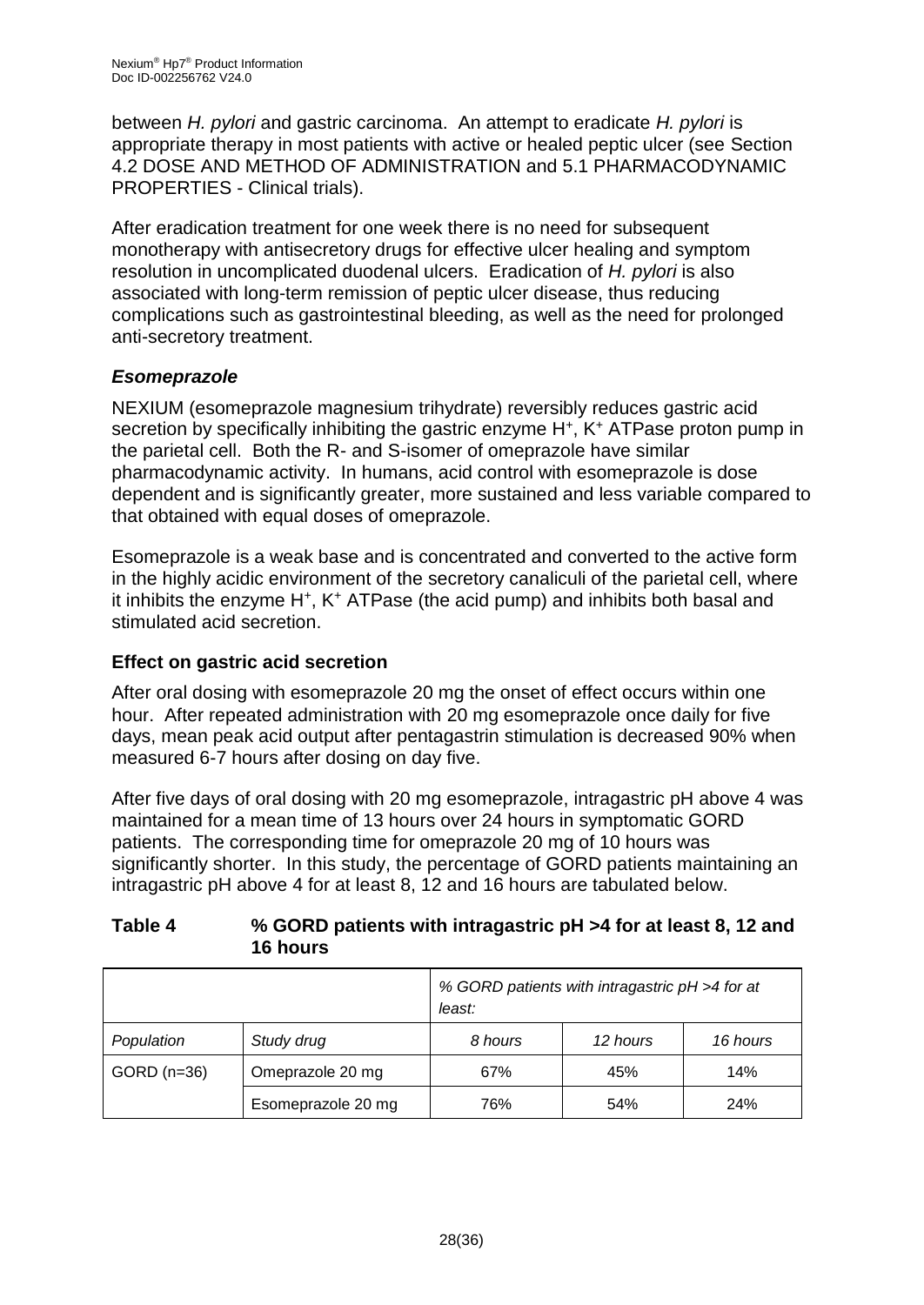between *H. pylori* and gastric carcinoma. An attempt to eradicate *H. pylori* is appropriate therapy in most patients with active or healed peptic ulcer (see Section 4.2 DOSE AND METHOD OF ADMINISTRATION and 5.1 PHARMACODYNAMIC PROPERTIES - Clinical trials).

After eradication treatment for one week there is no need for subsequent monotherapy with antisecretory drugs for effective ulcer healing and symptom resolution in uncomplicated duodenal ulcers. Eradication of *H. pylori* is also associated with long-term remission of peptic ulcer disease, thus reducing complications such as gastrointestinal bleeding, as well as the need for prolonged anti-secretory treatment.

### *Esomeprazole*

NEXIUM (esomeprazole magnesium trihydrate) reversibly reduces gastric acid secretion by specifically inhibiting the gastric enzyme $H^+$, $K^+$ ATPase proton pump in the parietal cell. Both the R- and S-isomer of omeprazole have similar pharmacodynamic activity. In humans, acid control with esomeprazole is dose dependent and is significantly greater, more sustained and less variable compared to that obtained with equal doses of omeprazole.

Esomeprazole is a weak base and is concentrated and converted to the active form in the highly acidic environment of the secretory canaliculi of the parietal cell, where it inhibits the enzyme $H^+$, $K^+$ ATPase (the acid pump) and inhibits both basal and stimulated acid secretion.

### Effect on gastric acid secretion

After oral dosing with esomeprazole 20 mg the onset of effect occurs within one hour. After repeated administration with 20 mg esomeprazole once daily for five days, mean peak acid output after pentagastrin stimulation is decreased 90% when measured 6-7 hours after dosing on day five.

After five days of oral dosing with 20 mg esomeprazole, intragastric pH above 4 was maintained for a mean time of 13 hours over 24 hours in symptomatic GORD patients. The corresponding time for omeprazole 20 mg of 10 hours was significantly shorter. In this study, the percentage of GORD patients maintaining an intragastric pH above 4 for at least 8, 12 and 16 hours are tabulated below.

**Table 4 % GORD patients with intragastric pH >4 for at least 8, 12 and 16 hours**

| | | *% GORD patients with intragastric pH >4 for at least:* | | |
|---|---|---|---|---|
| *Population* | *Study drug* | *8 hours* | *12 hours* | *16 hours* |
| GORD (n=36) | Omeprazole 20 mg | 67% | 45% | 14% |
| | Esomeprazole 20 mg | 76% | 54% | 24% |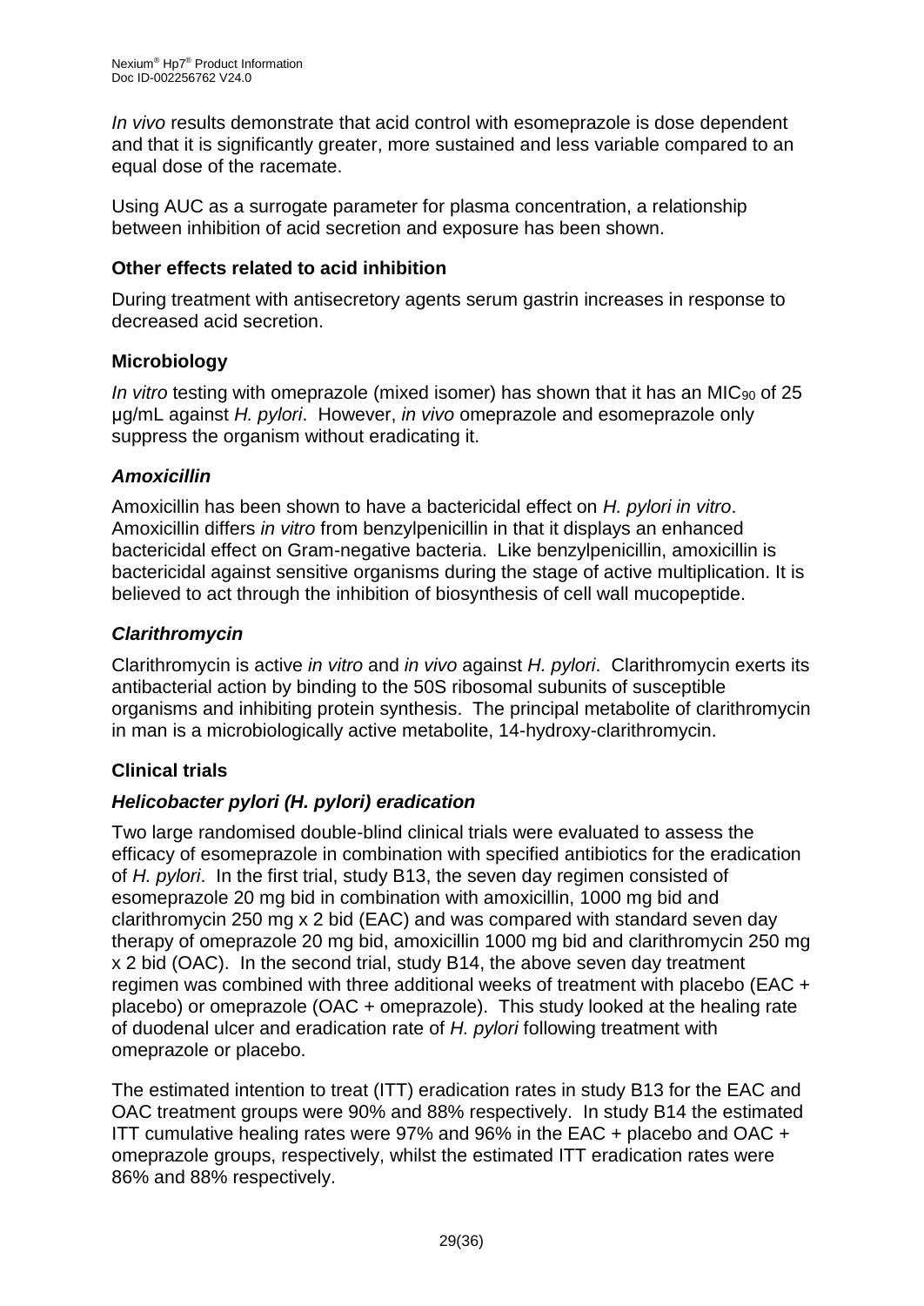*In vivo* results demonstrate that acid control with esomeprazole is dose dependent and that it is significantly greater, more sustained and less variable compared to an equal dose of the racemate.

Using AUC as a surrogate parameter for plasma concentration, a relationship between inhibition of acid secretion and exposure has been shown.

### Other effects related to acid inhibition

During treatment with antisecretory agents serum gastrin increases in response to decreased acid secretion.

### Microbiology

*In vitro* testing with omeprazole (mixed isomer) has shown that it has an $MIC_{90}$ of 25 µg/mL against *H. pylori*. However, *in vivo* omeprazole and esomeprazole only suppress the organism without eradicating it.

#### *Amoxicillin*

Amoxicillin has been shown to have a bactericidal effect on *H. pylori in vitro*. Amoxicillin differs *in vitro* from benzylpenicillin in that it displays an enhanced bactericidal effect on Gram-negative bacteria. Like benzylpenicillin, amoxicillin is bactericidal against sensitive organisms during the stage of active multiplication. It is believed to act through the inhibition of biosynthesis of cell wall mucopeptide.

#### *Clarithromycin*

Clarithromycin is active *in vitro* and *in vivo* against *H. pylori*. Clarithromycin exerts its antibacterial action by binding to the 50S ribosomal subunits of susceptible organisms and inhibiting protein synthesis. The principal metabolite of clarithromycin in man is a microbiologically active metabolite, 14-hydroxy-clarithromycin.

### Clinical trials

#### *Helicobacter pylori (H. pylori) eradication*

Two large randomised double-blind clinical trials were evaluated to assess the efficacy of esomeprazole in combination with specified antibiotics for the eradication of *H. pylori*. In the first trial, study B13, the seven day regimen consisted of esomeprazole 20 mg bid in combination with amoxicillin, 1000 mg bid and clarithromycin 250 mg x 2 bid (EAC) and was compared with standard seven day therapy of omeprazole 20 mg bid, amoxicillin 1000 mg bid and clarithromycin 250 mg x 2 bid (OAC). In the second trial, study B14, the above seven day treatment regimen was combined with three additional weeks of treatment with placebo (EAC + placebo) or omeprazole (OAC + omeprazole). This study looked at the healing rate of duodenal ulcer and eradication rate of *H. pylori* following treatment with omeprazole or placebo.

The estimated intention to treat (ITT) eradication rates in study B13 for the EAC and OAC treatment groups were 90% and 88% respectively. In study B14 the estimated ITT cumulative healing rates were 97% and 96% in the EAC + placebo and OAC + omeprazole groups, respectively, whilst the estimated ITT eradication rates were 86% and 88% respectively.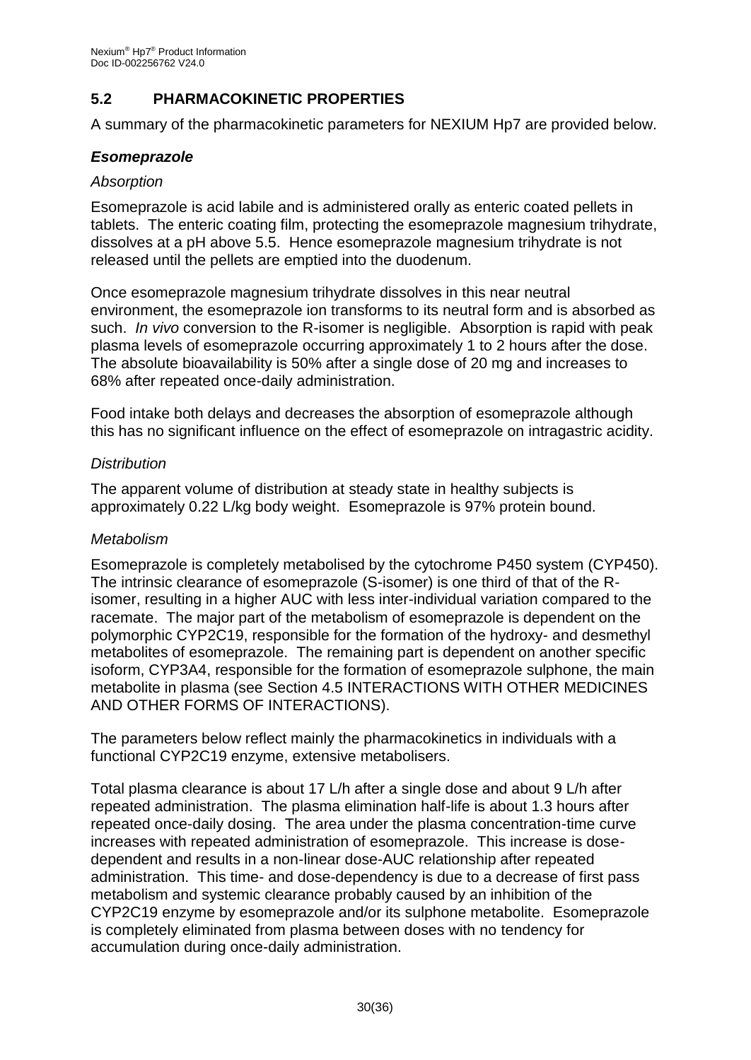## 5.2 PHARMACOKINETIC PROPERTIES

A summary of the pharmacokinetic parameters for NEXIUM Hp7 are provided below.

### *Esomeprazole*

*Absorption*

Esomeprazole is acid labile and is administered orally as enteric coated pellets in tablets. The enteric coating film, protecting the esomeprazole magnesium trihydrate, dissolves at a pH above 5.5. Hence esomeprazole magnesium trihydrate is not released until the pellets are emptied into the duodenum.

Once esomeprazole magnesium trihydrate dissolves in this near neutral environment, the esomeprazole ion transforms to its neutral form and is absorbed as such. *In vivo* conversion to the R-isomer is negligible. Absorption is rapid with peak plasma levels of esomeprazole occurring approximately 1 to 2 hours after the dose. The absolute bioavailability is 50% after a single dose of 20 mg and increases to 68% after repeated once-daily administration.

Food intake both delays and decreases the absorption of esomeprazole although this has no significant influence on the effect of esomeprazole on intragastric acidity.

*Distribution*

The apparent volume of distribution at steady state in healthy subjects is approximately 0.22 L/kg body weight. Esomeprazole is 97% protein bound.

*Metabolism*

Esomeprazole is completely metabolised by the cytochrome P450 system (CYP450). The intrinsic clearance of esomeprazole (S-isomer) is one third of that of the R-isomer, resulting in a higher AUC with less inter-individual variation compared to the racemate. The major part of the metabolism of esomeprazole is dependent on the polymorphic CYP2C19, responsible for the formation of the hydroxy- and desmethyl metabolites of esomeprazole. The remaining part is dependent on another specific isoform, CYP3A4, responsible for the formation of esomeprazole sulphone, the main metabolite in plasma (see Section 4.5 INTERACTIONS WITH OTHER MEDICINES AND OTHER FORMS OF INTERACTIONS).

The parameters below reflect mainly the pharmacokinetics in individuals with a functional CYP2C19 enzyme, extensive metabolisers.

Total plasma clearance is about 17 L/h after a single dose and about 9 L/h after repeated administration. The plasma elimination half-life is about 1.3 hours after repeated once-daily dosing. The area under the plasma concentration-time curve increases with repeated administration of esomeprazole. This increase is dose-dependent and results in a non-linear dose-AUC relationship after repeated administration. This time- and dose-dependency is due to a decrease of first pass metabolism and systemic clearance probably caused by an inhibition of the CYP2C19 enzyme by esomeprazole and/or its sulphone metabolite. Esomeprazole is completely eliminated from plasma between doses with no tendency for accumulation during once-daily administration.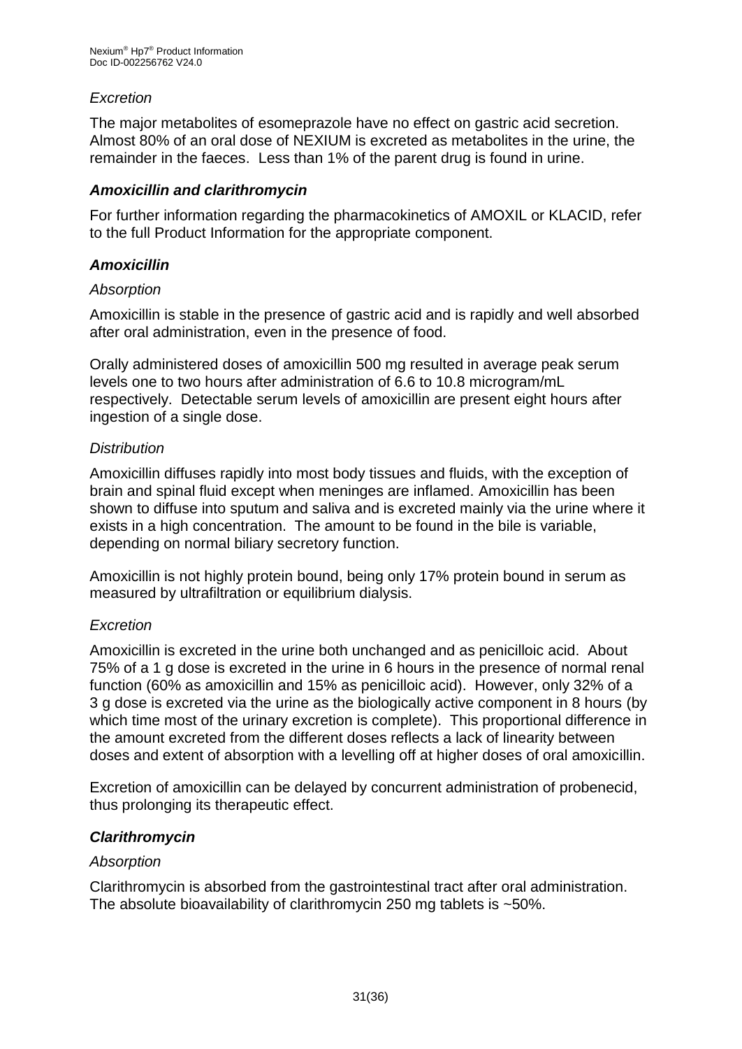*Excretion*

The major metabolites of esomeprazole have no effect on gastric acid secretion. Almost 80% of an oral dose of NEXIUM is excreted as metabolites in the urine, the remainder in the faeces. Less than 1% of the parent drug is found in urine.

***Amoxicillin and clarithromycin***

For further information regarding the pharmacokinetics of AMOXIL or KLACID, refer to the full Product Information for the appropriate component.

***Amoxicillin***

*Absorption*

Amoxicillin is stable in the presence of gastric acid and is rapidly and well absorbed after oral administration, even in the presence of food.

Orally administered doses of amoxicillin 500 mg resulted in average peak serum levels one to two hours after administration of 6.6 to 10.8 microgram/mL respectively. Detectable serum levels of amoxicillin are present eight hours after ingestion of a single dose.

*Distribution*

Amoxicillin diffuses rapidly into most body tissues and fluids, with the exception of brain and spinal fluid except when meninges are inflamed. Amoxicillin has been shown to diffuse into sputum and saliva and is excreted mainly via the urine where it exists in a high concentration. The amount to be found in the bile is variable, depending on normal biliary secretory function.

Amoxicillin is not highly protein bound, being only 17% protein bound in serum as measured by ultrafiltration or equilibrium dialysis.

*Excretion*

Amoxicillin is excreted in the urine both unchanged and as penicilloic acid. About 75% of a 1 g dose is excreted in the urine in 6 hours in the presence of normal renal function (60% as amoxicillin and 15% as penicilloic acid). However, only 32% of a 3 g dose is excreted via the urine as the biologically active component in 8 hours (by which time most of the urinary excretion is complete). This proportional difference in the amount excreted from the different doses reflects a lack of linearity between doses and extent of absorption with a levelling off at higher doses of oral amoxicillin.

Excretion of amoxicillin can be delayed by concurrent administration of probenecid, thus prolonging its therapeutic effect.

***Clarithromycin***

*Absorption*

Clarithromycin is absorbed from the gastrointestinal tract after oral administration. The absolute bioavailability of clarithromycin 250 mg tablets is ~50%.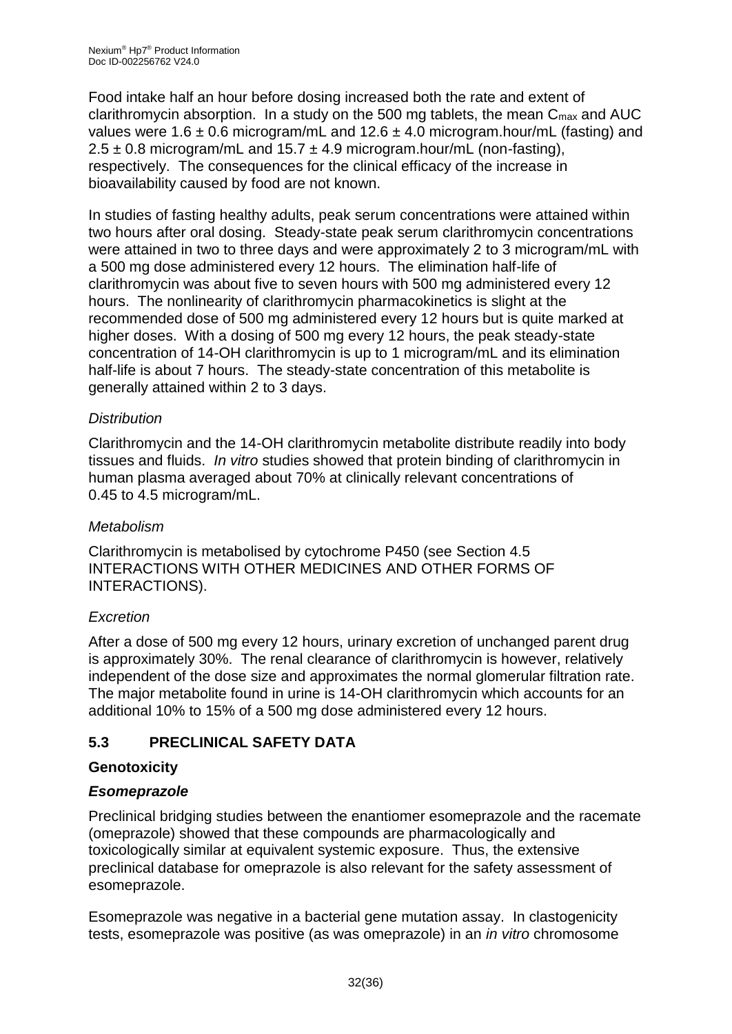Food intake half an hour before dosing increased both the rate and extent of clarithromycin absorption. In a study on the 500 mg tablets, the mean $C_{max}$ and AUC values were 1.6 ± 0.6 microgram/mL and 12.6 ± 4.0 microgram.hour/mL (fasting) and 2.5 ± 0.8 microgram/mL and 15.7 ± 4.9 microgram.hour/mL (non-fasting), respectively. The consequences for the clinical efficacy of the increase in bioavailability caused by food are not known.

In studies of fasting healthy adults, peak serum concentrations were attained within two hours after oral dosing. Steady-state peak serum clarithromycin concentrations were attained in two to three days and were approximately 2 to 3 microgram/mL with a 500 mg dose administered every 12 hours. The elimination half-life of clarithromycin was about five to seven hours with 500 mg administered every 12 hours. The nonlinearity of clarithromycin pharmacokinetics is slight at the recommended dose of 500 mg administered every 12 hours but is quite marked at higher doses. With a dosing of 500 mg every 12 hours, the peak steady-state concentration of 14-OH clarithromycin is up to 1 microgram/mL and its elimination half-life is about 7 hours. The steady-state concentration of this metabolite is generally attained within 2 to 3 days.

*Distribution*

Clarithromycin and the 14-OH clarithromycin metabolite distribute readily into body tissues and fluids. *In vitro* studies showed that protein binding of clarithromycin in human plasma averaged about 70% at clinically relevant concentrations of 0.45 to 4.5 microgram/mL.

*Metabolism*

Clarithromycin is metabolised by cytochrome P450 (see Section 4.5 INTERACTIONS WITH OTHER MEDICINES AND OTHER FORMS OF INTERACTIONS).

*Excretion*

After a dose of 500 mg every 12 hours, urinary excretion of unchanged parent drug is approximately 30%. The renal clearance of clarithromycin is however, relatively independent of the dose size and approximates the normal glomerular filtration rate. The major metabolite found in urine is 14-OH clarithromycin which accounts for an additional 10% to 15% of a 500 mg dose administered every 12 hours.

## 5.3 PRECLINICAL SAFETY DATA

### Genotoxicity

#### *Esomeprazole*

Preclinical bridging studies between the enantiomer esomeprazole and the racemate (omeprazole) showed that these compounds are pharmacologically and toxicologically similar at equivalent systemic exposure. Thus, the extensive preclinical database for omeprazole is also relevant for the safety assessment of esomeprazole.

Esomeprazole was negative in a bacterial gene mutation assay. In clastogenicity tests, esomeprazole was positive (as was omeprazole) in an *in vitro* chromosome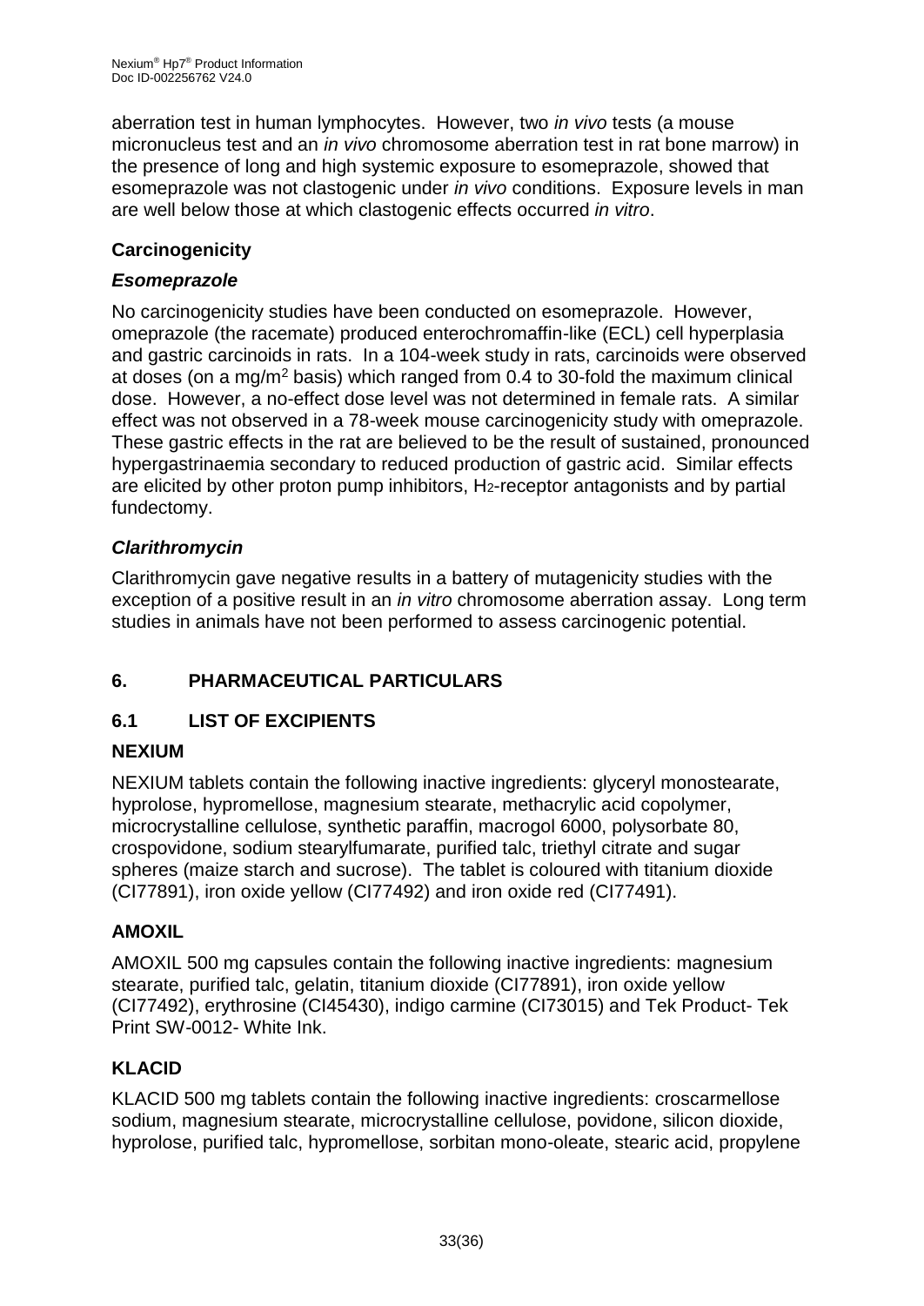aberration test in human lymphocytes. However, two *in vivo* tests (a mouse micronucleus test and an *in vivo* chromosome aberration test in rat bone marrow) in the presence of long and high systemic exposure to esomeprazole, showed that esomeprazole was not clastogenic under *in vivo* conditions. Exposure levels in man are well below those at which clastogenic effects occurred *in vitro*.

### Carcinogenicity

#### *Esomeprazole*

No carcinogenicity studies have been conducted on esomeprazole. However, omeprazole (the racemate) produced enterochromaffin-like (ECL) cell hyperplasia and gastric carcinoids in rats. In a 104-week study in rats, carcinoids were observed at doses (on a mg/m$^2$ basis) which ranged from 0.4 to 30-fold the maximum clinical dose. However, a no-effect dose level was not determined in female rats. A similar effect was not observed in a 78-week mouse carcinogenicity study with omeprazole. These gastric effects in the rat are believed to be the result of sustained, pronounced hypergastrinaemia secondary to reduced production of gastric acid. Similar effects are elicited by other proton pump inhibitors, $H_2$-receptor antagonists and by partial fundectomy.

#### *Clarithromycin*

Clarithromycin gave negative results in a battery of mutagenicity studies with the exception of a positive result in an *in vitro* chromosome aberration assay. Long term studies in animals have not been performed to assess carcinogenic potential.

## 6. PHARMACEUTICAL PARTICULARS

### 6.1 LIST OF EXCIPIENTS

### NEXIUM

NEXIUM tablets contain the following inactive ingredients: glyceryl monostearate, hyprolose, hypromellose, magnesium stearate, methacrylic acid copolymer, microcrystalline cellulose, synthetic paraffin, macrogol 6000, polysorbate 80, crospovidone, sodium stearylfumarate, purified talc, triethyl citrate and sugar spheres (maize starch and sucrose). The tablet is coloured with titanium dioxide (CI77891), iron oxide yellow (CI77492) and iron oxide red (CI77491).

### AMOXIL

AMOXIL 500 mg capsules contain the following inactive ingredients: magnesium stearate, purified talc, gelatin, titanium dioxide (CI77891), iron oxide yellow (CI77492), erythrosine (CI45430), indigo carmine (CI73015) and Tek Product- Tek Print SW-0012- White Ink.

### KLACID

KLACID 500 mg tablets contain the following inactive ingredients: croscarmellose sodium, magnesium stearate, microcrystalline cellulose, povidone, silicon dioxide, hyprolose, purified talc, hypromellose, sorbitan mono-oleate, stearic acid, propylene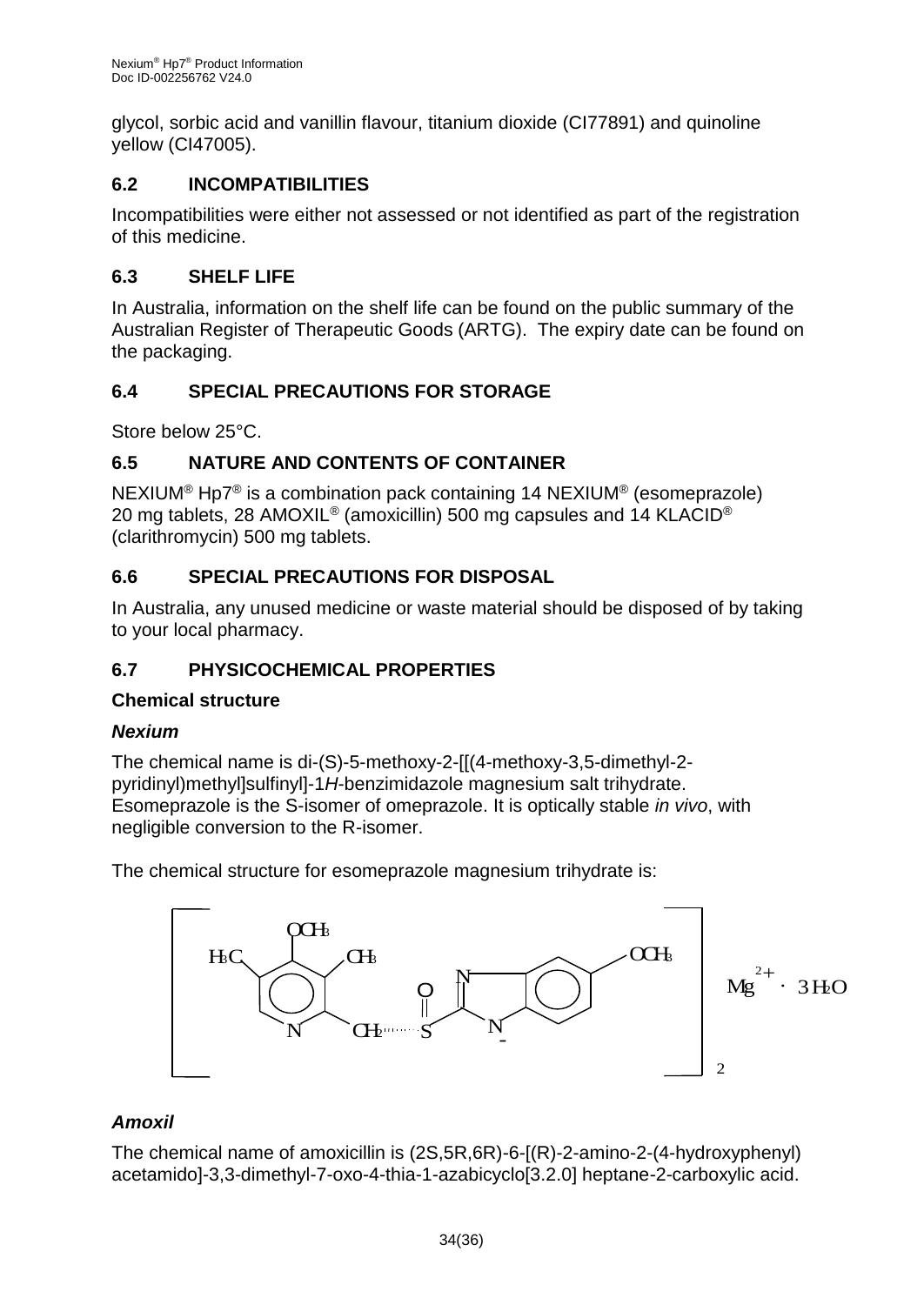glycol, sorbic acid and vanillin flavour, titanium dioxide (CI77891) and quinoline yellow (CI47005).

## 6.2 INCOMPATIBILITIES

Incompatibilities were either not assessed or not identified as part of the registration of this medicine.

## 6.3 SHELF LIFE

In Australia, information on the shelf life can be found on the public summary of the Australian Register of Therapeutic Goods (ARTG). The expiry date can be found on the packaging.

## 6.4 SPECIAL PRECAUTIONS FOR STORAGE

Store below 25°C.

## 6.5 NATURE AND CONTENTS OF CONTAINER

NEXIUM® Hp7® is a combination pack containing 14 NEXIUM® (esomeprazole) 20 mg tablets, 28 AMOXIL® (amoxicillin) 500 mg capsules and 14 KLACID® (clarithromycin) 500 mg tablets.

## 6.6 SPECIAL PRECAUTIONS FOR DISPOSAL

In Australia, any unused medicine or waste material should be disposed of by taking to your local pharmacy.

## 6.7 PHYSICOCHEMICAL PROPERTIES

### Chemical structure

#### *Nexium*

The chemical name is di-(S)-5-methoxy-2-[[(4-methoxy-3,5-dimethyl-2-pyridinyl)methyl]sulfinyl]-1*H*-benzimidazole magnesium salt trihydrate. Esomeprazole is the S-isomer of omeprazole. It is optically stable *in vivo*, with negligible conversion to the R-isomer.

The chemical structure for esomeprazole magnesium trihydrate is:

$$\left[ \text{esomeprazole anion} \right]_2 \; Mg^{2+} \cdot 3H_2O$$

#### *Amoxil*

The chemical name of amoxicillin is (2S,5R,6R)-6-[(R)-2-amino-2-(4-hydroxyphenyl) acetamido]-3,3-dimethyl-7-oxo-4-thia-1-azabicyclo[3.2.0] heptane-2-carboxylic acid.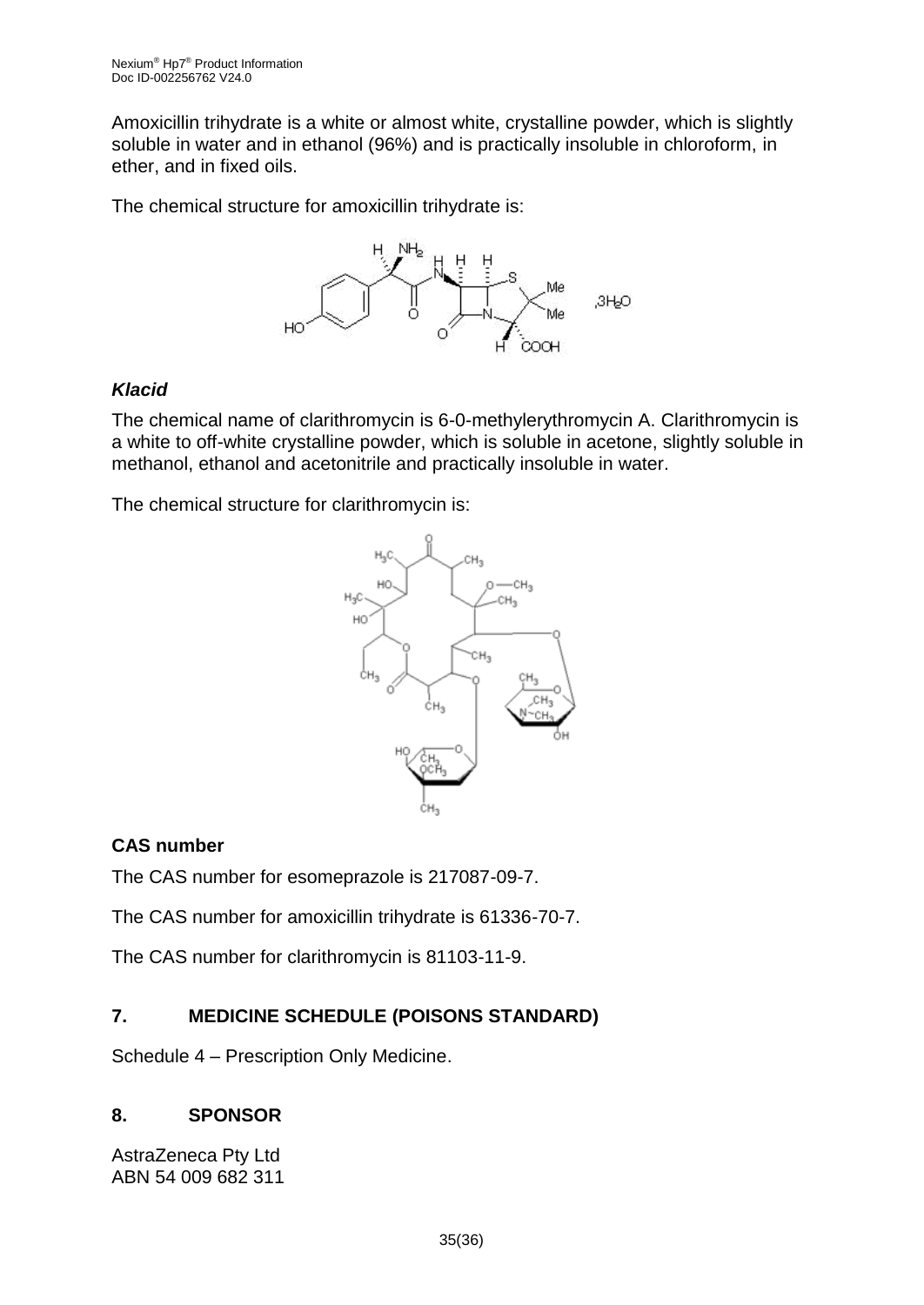Amoxicillin trihydrate is a white or almost white, crystalline powder, which is slightly soluble in water and in ethanol (96%) and is practically insoluble in chloroform, in ether, and in fixed oils.

The chemical structure for amoxicillin trihydrate is:

### *Klacid*

The chemical name of clarithromycin is 6-0-methylerythromycin A. Clarithromycin is a white to off-white crystalline powder, which is soluble in acetone, slightly soluble in methanol, ethanol and acetonitrile and practically insoluble in water.

The chemical structure for clarithromycin is:

### CAS number

The CAS number for esomeprazole is 217087-09-7.

The CAS number for amoxicillin trihydrate is 61336-70-7.

The CAS number for clarithromycin is 81103-11-9.

## 7. MEDICINE SCHEDULE (POISONS STANDARD)

Schedule 4 – Prescription Only Medicine.

## 8. SPONSOR

AstraZeneca Pty Ltd
ABN 54 009 682 311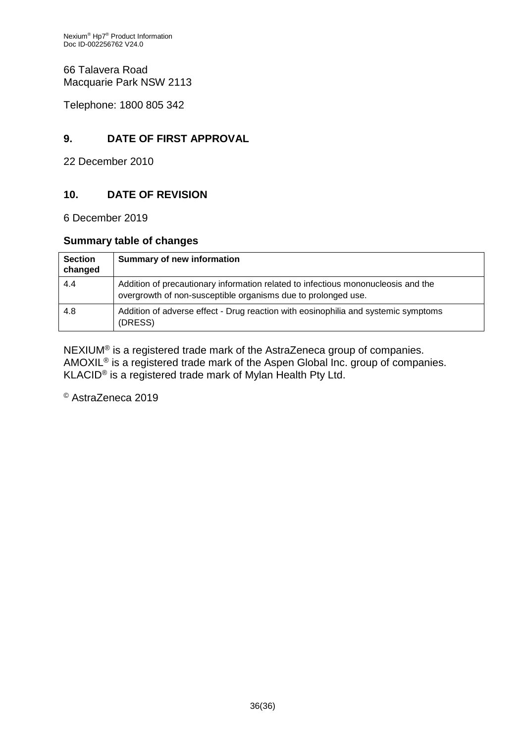66 Talavera Road
Macquarie Park NSW 2113

Telephone: 1800 805 342

## 9. DATE OF FIRST APPROVAL

22 December 2010

## 10. DATE OF REVISION

6 December 2019

### Summary table of changes

| Section changed | Summary of new information |
|---|---|
| 4.4 | Addition of precautionary information related to infectious mononucleosis and the overgrowth of non-susceptible organisms due to prolonged use. |
| 4.8 | Addition of adverse effect - Drug reaction with eosinophilia and systemic symptoms (DRESS) |

NEXIUM® is a registered trade mark of the AstraZeneca group of companies.
AMOXIL® is a registered trade mark of the Aspen Global Inc. group of companies.
KLACID® is a registered trade mark of Mylan Health Pty Ltd.

© AstraZeneca 2019